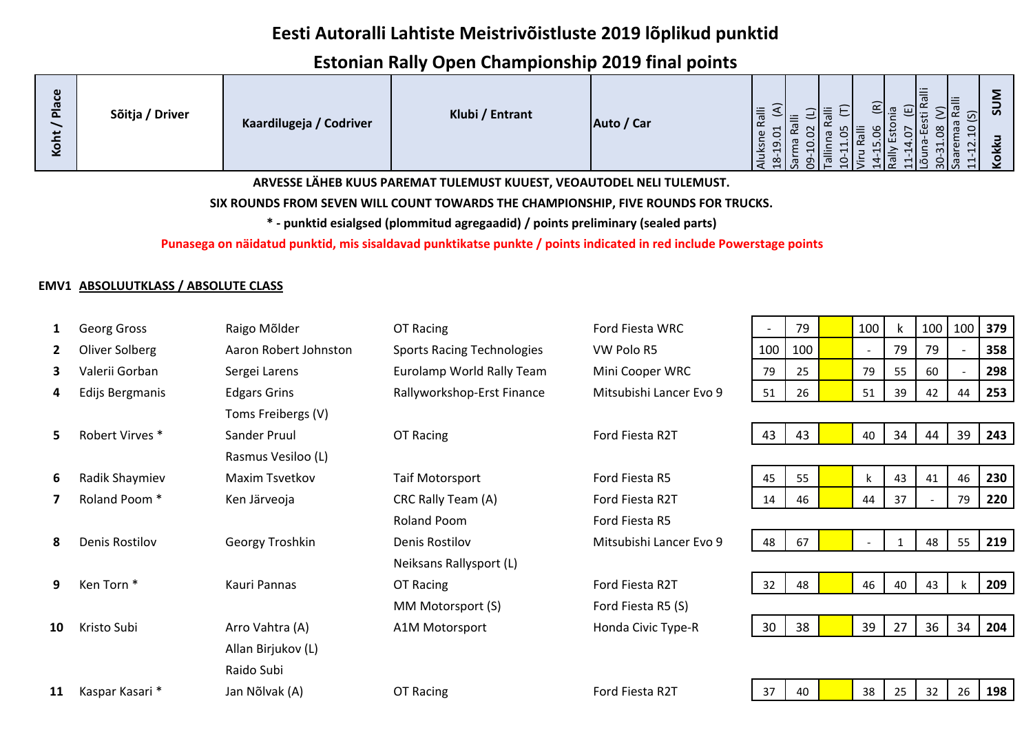# Eesti Autoralli Lahtiste Meistrivõistluste 2019 lõplikud punktid

## Estonian Rally Open Championship 2019 final points

**ARVESSE LÄHEB KUUS PAREMAT TULEMUST KUUEST, VEOAUTODEL NELI TULEMUST.**

**SIX ROUNDS FROM SEVEN WILL COUNT TOWARDS THE CHAMPIONSHIP, FIVE ROUNDS FOR TRUCKS.**

**\* - punktid esialgsed (plommitud agregaadid) / points preliminary (sealed parts)**

**Punasega on näidatud punktid, mis sisaldavad punktikatse punkte / points indicated in red include Powerstage points**

### EMV1 ABSOLUUTKLASS / ABSOLUTE CLASS

| Koht / Place | Sõitja / Driver | Kaardilugeja / Codriver | Klubi / Entrant | Auto / Car | Aluksne Ralli 18-19.01 (A) | Sarma Ralli 09-10.02 (L) | Tallinna Ralli 10-11.05 (T) | Viru Ralli 14-15.06 (R) | Rally Estonia 11-14.07 (E) | Lõuna-Eesti Ralli 30-31.08 (V) | Saaremaa Ralli 11-12.10 (S) | SUM Kokku |
|---|---|---|---|---|---|---|---|---|---|---|---|---|
| 1 | Georg Gross | Raigo Mõlder | OT Racing | Ford Fiesta WRC | - | 79 | | 100 | k | 100 | 100 | 379 |
| 2 | Oliver Solberg | Aaron Robert Johnston | Sports Racing Technologies | VW Polo R5 | 100 | 100 | | - | 79 | 79 | - | 358 |
| 3 | Valerii Gorban | Sergei Larens | Eurolamp World Rally Team | Mini Cooper WRC | 79 | 25 | | 79 | 55 | 60 | - | 298 |
| 4 | Edijs Bergmanis | Edgars Grins<br>Toms Freibergs (V) | Rallyworkshop-Erst Finance | Mitsubishi Lancer Evo 9 | 51 | 26 | | 51 | 39 | 42 | 44 | 253 |
| 5 | Robert Virves * | Sander Pruul<br>Rasmus Vesiloo (L) | OT Racing | Ford Fiesta R2T | 43 | 43 | | 40 | 34 | 44 | 39 | 243 |
| 6 | Radik Shaymiev | Maxim Tsvetkov | Taif Motorsport | Ford Fiesta R5 | 45 | 55 | | k | 43 | 41 | 46 | 230 |
| 7 | Roland Poom * | Ken Järveoja | CRC Rally Team (A)<br>Roland Poom | Ford Fiesta R2T<br>Ford Fiesta R5 | 14 | 46 | | 44 | 37 | - | 79 | 220 |
| 8 | Denis Rostilov | Georgy Troshkin | Denis Rostilov<br>Neiksans Rallysport (L) | Mitsubishi Lancer Evo 9 | 48 | 67 | | - | 1 | 48 | 55 | 219 |
| 9 | Ken Torn * | Kauri Pannas | OT Racing<br>MM Motorsport (S) | Ford Fiesta R2T<br>Ford Fiesta R5 (S) | 32 | 48 | | 46 | 40 | 43 | k | 209 |
| 10 | Kristo Subi | Arro Vahtra (A)<br>Allan Birjukov (L)<br>Raido Subi | A1M Motorsport | Honda Civic Type-R | 30 | 38 | | 39 | 27 | 36 | 34 | 204 |
| 11 | Kaspar Kasari * | Jan Nõlvak (A) | OT Racing | Ford Fiesta R2T | 37 | 40 | | 38 | 25 | 32 | 26 | 198 |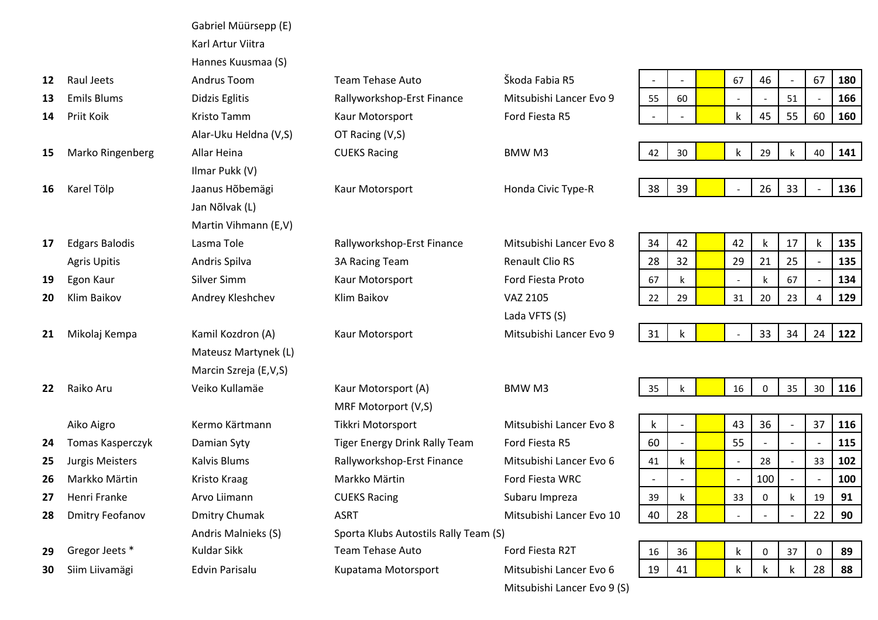| Pos | Driver | Co-driver | Team | Car | 1 | 2 | 3 | 4 | 5 | 6 | 7 | Total |
|---|---|---|---|---|---|---|---|---|---|---|---|---|
| | | Gabriel Müürsepp (E) | | | | | | | | | | |
| | | Karl Artur Viitra | | | | | | | | | | |
| | | Hannes Kuusmaa (S) | | | | | | | | | | |
| 12 | Raul Jeets | Andrus Toom | Team Tehase Auto | Škoda Fabia R5 | - | - | | 67 | 46 | - | 67 | **180** |
| 13 | Emils Blums | Didzis Eglitis | Rallyworkshop-Erst Finance | Mitsubishi Lancer Evo 9 | 55 | 60 | | - | - | 51 | - | **166** |
| 14 | Priit Koik | Kristo Tamm | Kaur Motorsport | Ford Fiesta R5 | - | - | | k | 45 | 55 | 60 | **160** |
| | | Alar-Uku Heldna (V,S) | OT Racing (V,S) | | | | | | | | | |
| 15 | Marko Ringenberg | Allar Heina | CUEKS Racing | BMW M3 | 42 | 30 | | k | 29 | k | 40 | **141** |
| | | Ilmar Pukk (V) | | | | | | | | | | |
| 16 | Karel Tölp | Jaanus Hõbemägi | Kaur Motorsport | Honda Civic Type-R | 38 | 39 | | - | 26 | 33 | - | **136** |
| | | Jan Nõlvak (L) | | | | | | | | | | |
| | | Martin Vihmann (E,V) | | | | | | | | | | |
| 17 | Edgars Balodis | Lasma Tole | Rallyworkshop-Erst Finance | Mitsubishi Lancer Evo 8 | 34 | 42 | | 42 | k | 17 | k | **135** |
| | Agris Upitis | Andris Spilva | 3A Racing Team | Renault Clio RS | 28 | 32 | | 29 | 21 | 25 | - | **135** |
| 19 | Egon Kaur | Silver Simm | Kaur Motorsport | Ford Fiesta Proto | 67 | k | | - | k | 67 | - | **134** |
| 20 | Klim Baikov | Andrey Kleshchev | Klim Baikov | VAZ 2105 | 22 | 29 | | 31 | 20 | 23 | 4 | **129** |
| | | | | Lada VFTS (S) | | | | | | | | |
| 21 | Mikolaj Kempa | Kamil Kozdron (A) | Kaur Motorsport | Mitsubishi Lancer Evo 9 | 31 | k | | - | 33 | 34 | 24 | **122** |
| | | Mateusz Martynek (L) | | | | | | | | | | |
| | | Marcin Szreja (E,V,S) | | | | | | | | | | |
| 22 | Raiko Aru | Veiko Kullamäe | Kaur Motorsport (A) | BMW M3 | 35 | k | | 16 | 0 | 35 | 30 | **116** |
| | | | MRF Motorport (V,S) | | | | | | | | | |
| | Aiko Aigro | Kermo Kärtmann | Tikkri Motorsport | Mitsubishi Lancer Evo 8 | k | - | | 43 | 36 | - | 37 | **116** |
| 24 | Tomas Kasperczyk | Damian Syty | Tiger Energy Drink Rally Team | Ford Fiesta R5 | 60 | - | | 55 | - | - | - | **115** |
| 25 | Jurgis Meisters | Kalvis Blums | Rallyworkshop-Erst Finance | Mitsubishi Lancer Evo 6 | 41 | k | | - | 28 | - | 33 | **102** |
| 26 | Markko Märtin | Kristo Kraag | Markko Märtin | Ford Fiesta WRC | - | - | | - | 100 | - | - | **100** |
| 27 | Henri Franke | Arvo Liimann | CUEKS Racing | Subaru Impreza | 39 | k | | 33 | 0 | k | 19 | **91** |
| 28 | Dmitry Feofanov | Dmitry Chumak | ASRT | Mitsubishi Lancer Evo 10 | 40 | 28 | | - | - | - | 22 | **90** |
| | | Andris Malnieks (S) | Sporta Klubs Autostils Rally Team (S) | | | | | | | | | |
| 29 | Gregor Jeets * | Kuldar Sikk | Team Tehase Auto | Ford Fiesta R2T | 16 | 36 | | k | 0 | 37 | 0 | **89** |
| 30 | Siim Liivamägi | Edvin Parisalu | Kupatama Motorsport | Mitsubishi Lancer Evo 6 | 19 | 41 | | k | k | k | 28 | **88** |
| | | | | Mitsubishi Lancer Evo 9 (S) | | | | | | | | |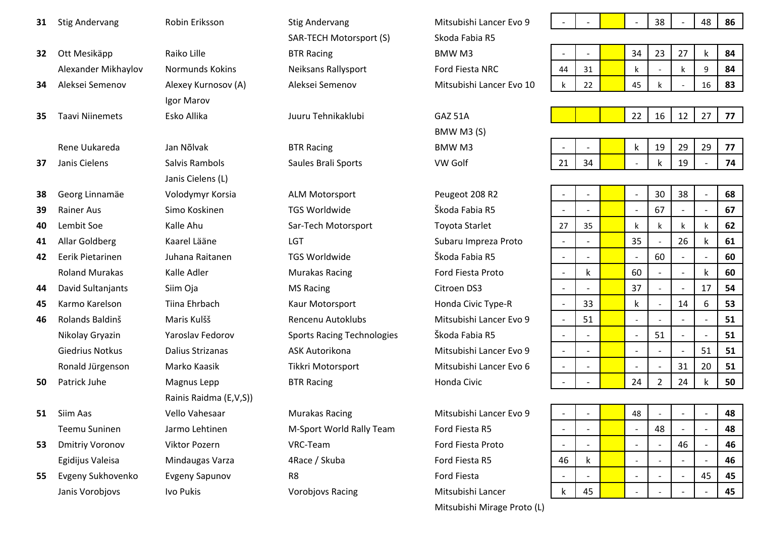| | | | | | | | | | | | | |
|---|---|---|---|---|---|---|---|---|---|---|---|---|
| **31** | Stig Andervang | Robin Eriksson | Stig Andervang | Mitsubishi Lancer Evo 9 | - | - | | - | 38 | - | 48 | **86** |
| | | | SAR-TECH Motorsport (S) | Skoda Fabia R5 | | | | | | | | |
| **32** | Ott Mesikäpp | Raiko Lille | BTR Racing | BMW M3 | - | - | | 34 | 23 | 27 | k | **84** |
| | Alexander Mikhaylov | Normunds Kokins | Neiksans Rallysport | Ford Fiesta NRC | 44 | 31 | | k | - | k | 9 | **84** |
| **34** | Aleksei Semenov | Alexey Kurnosov (A) | Aleksei Semenov | Mitsubishi Lancer Evo 10 | k | 22 | | 45 | k | - | 16 | **83** |
| | | Igor Marov | | | | | | | | | | |
| **35** | Taavi Niinemets | Esko Allika | Juuru Tehnikaklubi | GAZ 51A | | | | 22 | 16 | 12 | 27 | **77** |
| | | | | BMW M3 (S) | | | | | | | | |
| | Rene Uukareda | Jan Nõlvak | BTR Racing | BMW M3 | - | - | | k | 19 | 29 | 29 | **77** |
| **37** | Janis Cielens | Salvis Rambols | Saules Brali Sports | VW Golf | 21 | 34 | | - | k | 19 | - | **74** |
| | | Janis Cielens (L) | | | | | | | | | | |
| **38** | Georg Linnamäe | Volodymyr Korsia | ALM Motorsport | Peugeot 208 R2 | - | - | | - | 30 | 38 | - | **68** |
| **39** | Rainer Aus | Simo Koskinen | TGS Worldwide | Škoda Fabia R5 | - | - | | - | 67 | - | - | **67** |
| **40** | Lembit Soe | Kalle Ahu | Sar-Tech Motorsport | Toyota Starlet | 27 | 35 | | k | k | k | k | **62** |
| **41** | Allar Goldberg | Kaarel Lääne | LGT | Subaru Impreza Proto | - | - | | 35 | - | 26 | k | **61** |
| **42** | Eerik Pietarinen | Juhana Raitanen | TGS Worldwide | Škoda Fabia R5 | - | - | | - | 60 | - | - | **60** |
| | Roland Murakas | Kalle Adler | Murakas Racing | Ford Fiesta Proto | - | k | | 60 | - | - | k | **60** |
| **44** | David Sultanjants | Siim Oja | MS Racing | Citroen DS3 | - | - | | 37 | - | - | 17 | **54** |
| **45** | Karmo Karelson | Tiina Ehrbach | Kaur Motorsport | Honda Civic Type-R | - | 33 | | k | - | 14 | 6 | **53** |
| **46** | Rolands Baldinš | Maris Kulšš | Rencenu Autoklubs | Mitsubishi Lancer Evo 9 | - | 51 | | - | - | - | - | **51** |
| | Nikolay Gryazin | Yaroslav Fedorov | Sports Racing Technologies | Škoda Fabia R5 | - | - | | - | 51 | - | - | **51** |
| | Giedrius Notkus | Dalius Strizanas | ASK Autorikona | Mitsubishi Lancer Evo 9 | - | - | | - | - | - | 51 | **51** |
| | Ronald Jürgenson | Marko Kaasik | Tikkri Motorsport | Mitsubishi Lancer Evo 6 | - | - | | - | - | 31 | 20 | **51** |
| **50** | Patrick Juhe | Magnus Lepp | BTR Racing | Honda Civic | - | - | | 24 | 2 | 24 | k | **50** |
| | | Rainis Raidma (E,V,S)) | | | | | | | | | | |
| **51** | Siim Aas | Vello Vahesaar | Murakas Racing | Mitsubishi Lancer Evo 9 | - | - | | 48 | - | - | - | **48** |
| | Teemu Suninen | Jarmo Lehtinen | M-Sport World Rally Team | Ford Fiesta R5 | - | - | | - | 48 | - | - | **48** |
| **53** | Dmitriy Voronov | Viktor Pozern | VRC-Team | Ford Fiesta Proto | - | - | | - | - | 46 | - | **46** |
| | Egidijus Valeisa | Mindaugas Varza | 4Race / Skuba | Ford Fiesta R5 | 46 | k | | - | - | - | - | **46** |
| **55** | Evgeny Sukhovenko | Evgeny Sapunov | R8 | Ford Fiesta | - | - | | - | - | - | 45 | **45** |
| | Janis Vorobjovs | Ivo Pukis | Vorobjovs Racing | Mitsubishi Lancer | k | 45 | | - | - | - | - | **45** |
| | | | | Mitsubishi Mirage Proto (L) | | | | | | | | |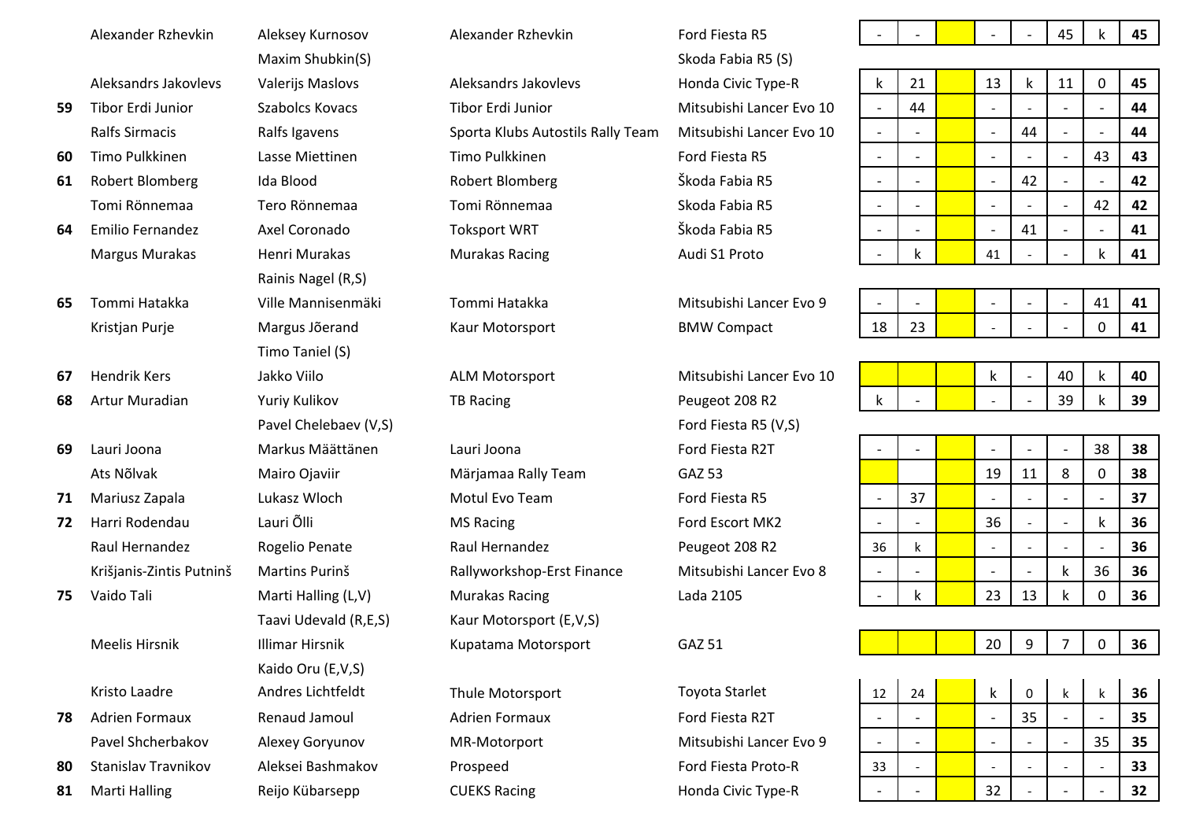| Pos | Driver | Co-driver | Entrant | Car | 1 | 2 | 3 | 4 | 5 | 6 | 7 | Total |
|---|---|---|---|---|---|---|---|---|---|---|---|---|
| | Alexander Rzhevkin | Aleksey Kurnosov | Alexander Rzhevkin | Ford Fiesta R5 | - | - | | - | - | 45 | k | **45** |
| | | Maxim Shubkin(S) | | Skoda Fabia R5 (S) | | | | | | | | |
| | Aleksandrs Jakovlevs | Valerijs Maslovs | Aleksandrs Jakovlevs | Honda Civic Type-R | k | 21 | | 13 | k | 11 | 0 | **45** |
| **59** | Tibor Erdi Junior | Szabolcs Kovacs | Tibor Erdi Junior | Mitsubishi Lancer Evo 10 | - | 44 | | - | - | - | - | **44** |
| | Ralfs Sirmacis | Ralfs Igavens | Sporta Klubs Autostils Rally Team | Mitsubishi Lancer Evo 10 | - | - | | - | 44 | - | - | **44** |
| **60** | Timo Pulkkinen | Lasse Miettinen | Timo Pulkkinen | Ford Fiesta R5 | - | - | | - | - | - | 43 | **43** |
| **61** | Robert Blomberg | Ida Blood | Robert Blomberg | Škoda Fabia R5 | - | - | | - | 42 | - | - | **42** |
| | Tomi Rönnemaa | Tero Rönnemaa | Tomi Rönnemaa | Skoda Fabia R5 | - | - | | - | - | - | 42 | **42** |
| **64** | Emilio Fernandez | Axel Coronado | Toksport WRT | Škoda Fabia R5 | - | - | | - | 41 | - | - | **41** |
| | Margus Murakas | Henri Murakas | Murakas Racing | Audi S1 Proto | - | k | | 41 | - | - | k | **41** |
| | | Rainis Nagel (R,S) | | | | | | | | | | |
| **65** | Tommi Hatakka | Ville Mannisenmäki | Tommi Hatakka | Mitsubishi Lancer Evo 9 | - | - | | - | - | - | 41 | **41** |
| | Kristjan Purje | Margus Jõerand | Kaur Motorsport | BMW Compact | 18 | 23 | | - | - | - | 0 | **41** |
| | | Timo Taniel (S) | | | | | | | | | | |
| **67** | Hendrik Kers | Jakko Viilo | ALM Motorsport | Mitsubishi Lancer Evo 10 | | | | k | - | 40 | k | **40** |
| **68** | Artur Muradian | Yuriy Kulikov | TB Racing | Peugeot 208 R2 | k | - | | - | - | 39 | k | **39** |
| | | Pavel Chelebaev (V,S) | | Ford Fiesta R5 (V,S) | | | | | | | | |
| **69** | Lauri Joona | Markus Määttänen | Lauri Joona | Ford Fiesta R2T | - | - | | - | - | - | 38 | **38** |
| | Ats Nõlvak | Mairo Ojaviir | Märjamaa Rally Team | GAZ 53 | | | | 19 | 11 | 8 | 0 | **38** |
| **71** | Mariusz Zapala | Lukasz Wloch | Motul Evo Team | Ford Fiesta R5 | - | 37 | | - | - | - | - | **37** |
| **72** | Harri Rodendau | Lauri Õlli | MS Racing | Ford Escort MK2 | - | - | | 36 | - | - | k | **36** |
| | Raul Hernandez | Rogelio Penate | Raul Hernandez | Peugeot 208 R2 | 36 | k | | - | - | - | - | **36** |
| | Krišjanis-Zintis Putninš | Martins Purinš | Rallyworkshop-Erst Finance | Mitsubishi Lancer Evo 8 | - | - | | - | - | k | 36 | **36** |
| **75** | Vaido Tali | Marti Halling (L,V) | Murakas Racing | Lada 2105 | - | k | | 23 | 13 | k | 0 | **36** |
| | | Taavi Udevald (R,E,S) | Kaur Motorsport (E,V,S) | | | | | | | | | |
| | Meelis Hirsnik | Illimar Hirsnik | Kupatama Motorsport | GAZ 51 | | | | 20 | 9 | 7 | 0 | **36** |
| | | Kaido Oru (E,V,S) | | | | | | | | | | |
| | Kristo Laadre | Andres Lichtfeldt | Thule Motorsport | Toyota Starlet | 12 | 24 | | k | 0 | k | k | **36** |
| **78** | Adrien Formaux | Renaud Jamoul | Adrien Formaux | Ford Fiesta R2T | - | - | | - | 35 | - | - | **35** |
| | Pavel Shcherbakov | Alexey Goryunov | MR-Motorport | Mitsubishi Lancer Evo 9 | - | - | | - | - | - | 35 | **35** |
| **80** | Stanislav Travnikov | Aleksei Bashmakov | Prospeed | Ford Fiesta Proto-R | 33 | - | | - | - | - | - | **33** |
| **81** | Marti Halling | Reijo Kübarsepp | CUEKS Racing | Honda Civic Type-R | - | - | | 32 | - | - | - | **32** |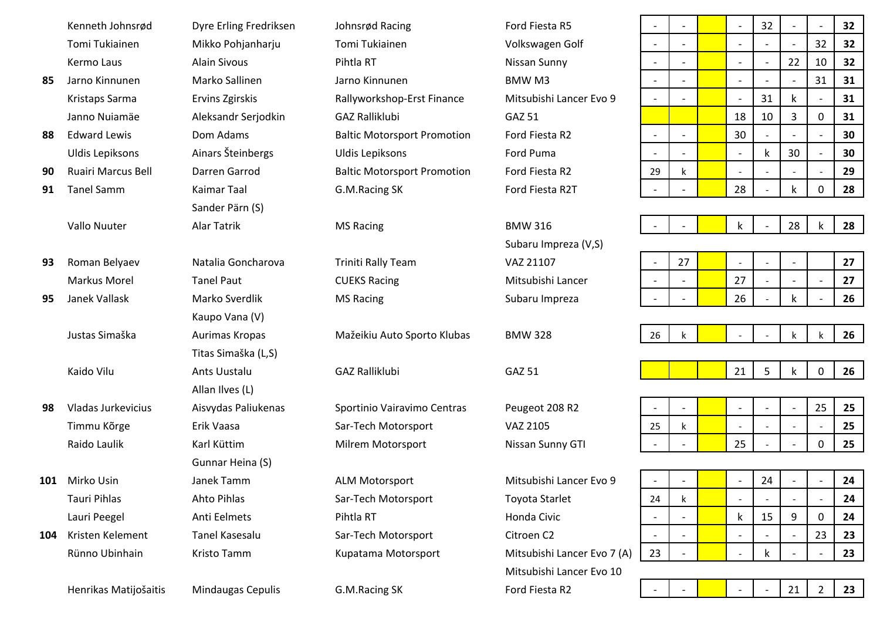| | | | | | | | | | | | | | |
|---|---|---|---|---|---|---|---|---|---|---|---|---|---|
| | Kenneth Johnsrød | Dyre Erling Fredriksen | Johnsrød Racing | Ford Fiesta R5 | - | - | | - | 32 | - | - | **32** |
| | Tomi Tukiainen | Mikko Pohjanharju | Tomi Tukiainen | Volkswagen Golf | - | - | | - | - | - | 32 | **32** |
| | Kermo Laus | Alain Sivous | Pihtla RT | Nissan Sunny | - | - | | - | - | 22 | 10 | **32** |
| **85** | Jarno Kinnunen | Marko Sallinen | Jarno Kinnunen | BMW M3 | - | - | | - | - | - | 31 | **31** |
| | Kristaps Sarma | Ervins Zgirskis | Rallyworkshop-Erst Finance | Mitsubishi Lancer Evo 9 | - | - | | - | 31 | k | - | **31** |
| | Janno Nuiamäe | Aleksandr Serjodkin | GAZ Ralliklubi | GAZ 51 | | | | 18 | 10 | 3 | 0 | **31** |
| **88** | Edward Lewis | Dom Adams | Baltic Motorsport Promotion | Ford Fiesta R2 | - | - | | 30 | - | - | - | **30** |
| | Uldis Lepiksons | Ainars Šteinbergs | Uldis Lepiksons | Ford Puma | - | - | | - | k | 30 | - | **30** |
| **90** | Ruairi Marcus Bell | Darren Garrod | Baltic Motorsport Promotion | Ford Fiesta R2 | 29 | k | | - | - | - | - | **29** |
| **91** | Tanel Samm | Kaimar Taal<br>Sander Pärn (S) | G.M.Racing SK | Ford Fiesta R2T | - | - | | 28 | - | k | 0 | **28** |
| | Vallo Nuuter | Alar Tatrik | MS Racing | BMW 316<br>Subaru Impreza (V,S) | - | - | | k | - | 28 | k | **28** |
| **93** | Roman Belyaev | Natalia Goncharova | Triniti Rally Team | VAZ 21107 | - | 27 | | - | - | - | | **27** |
| | Markus Morel | Tanel Paut | CUEKS Racing | Mitsubishi Lancer | - | - | | 27 | - | - | - | **27** |
| **95** | Janek Vallask | Marko Sverdlik<br>Kaupo Vana (V) | MS Racing | Subaru Impreza | - | - | | 26 | - | k | - | **26** |
| | Justas Simaška | Aurimas Kropas<br>Titas Simaška (L,S) | Mažeikiu Auto Sporto Klubas | BMW 328 | 26 | k | | - | - | k | k | **26** |
| | Kaido Vilu | Ants Uustalu<br>Allan Ilves (L) | GAZ Ralliklubi | GAZ 51 | | | | 21 | 5 | k | 0 | **26** |
| **98** | Vladas Jurkevicius | Aisvydas Paliukenas | Sportinio Vairavimo Centras | Peugeot 208 R2 | - | - | | - | - | - | 25 | **25** |
| | Timmu Kõrge | Erik Vaasa | Sar-Tech Motorsport | VAZ 2105 | 25 | k | | - | - | - | - | **25** |
| | Raido Laulik | Karl Küttim<br>Gunnar Heina (S) | Milrem Motorsport | Nissan Sunny GTI | - | - | | 25 | - | - | 0 | **25** |
| **101** | Mirko Usin | Janek Tamm | ALM Motorsport | Mitsubishi Lancer Evo 9 | - | - | | - | 24 | - | - | **24** |
| | Tauri Pihlas | Ahto Pihlas | Sar-Tech Motorsport | Toyota Starlet | 24 | k | | - | - | - | - | **24** |
| | Lauri Peegel | Anti Eelmets | Pihtla RT | Honda Civic | - | - | | k | 15 | 9 | 0 | **24** |
| **104** | Kristen Kelement | Tanel Kasesalu | Sar-Tech Motorsport | Citroen C2 | - | - | | - | - | - | 23 | **23** |
| | Rünno Ubinhain | Kristo Tamm | Kupatama Motorsport | Mitsubishi Lancer Evo 7 (A)<br>Mitsubishi Lancer Evo 10 | 23 | - | | - | k | - | - | **23** |
| | Henrikas Matijošaitis | Mindaugas Cepulis | G.M.Racing SK | Ford Fiesta R2 | - | - | | - | - | 21 | 2 | **23** |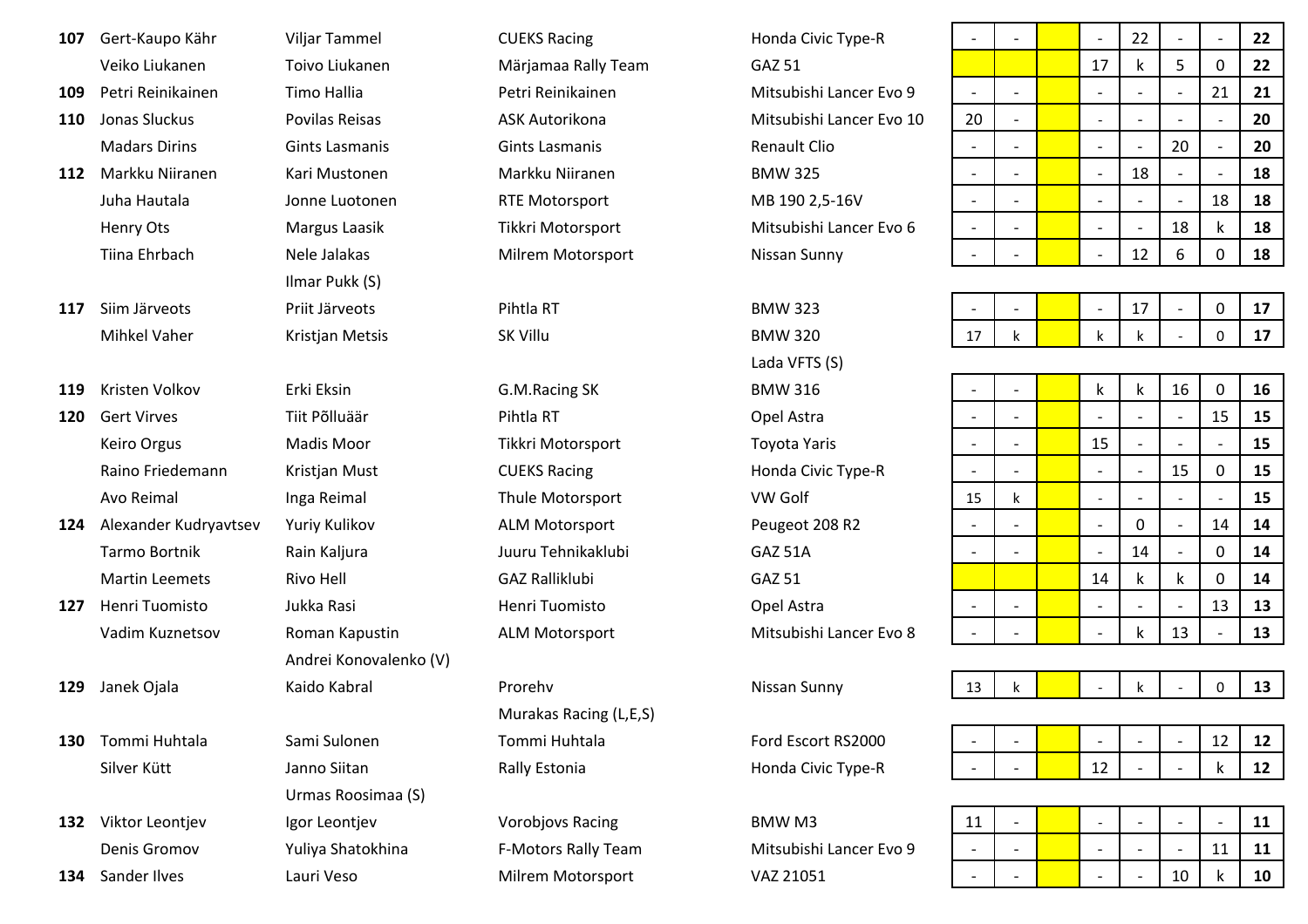| Pos | Driver | Co-driver | Team | Car | 1 | 2 | 3 | 4 | 5 | 6 | 7 | Total |
|---|---|---|---|---|---|---|---|---|---|---|---|---|
| **107** | Gert-Kaupo Kähr | Viljar Tammel | CUEKS Racing | Honda Civic Type-R | - | - | | - | 22 | - | - | **22** |
| | Veiko Liukanen | Toivo Liukanen | Märjamaa Rally Team | GAZ 51 | | | | 17 | k | 5 | 0 | **22** |
| **109** | Petri Reinikainen | Timo Hallia | Petri Reinikainen | Mitsubishi Lancer Evo 9 | - | - | | - | - | - | 21 | **21** |
| **110** | Jonas Sluckus | Povilas Reisas | ASK Autorikona | Mitsubishi Lancer Evo 10 | 20 | - | | - | - | - | - | **20** |
| | Madars Dirins | Gints Lasmanis | Gints Lasmanis | Renault Clio | - | - | | - | - | 20 | - | **20** |
| **112** | Markku Niiranen | Kari Mustonen | Markku Niiranen | BMW 325 | - | - | | - | 18 | - | - | **18** |
| | Juha Hautala | Jonne Luotonen | RTE Motorsport | MB 190 2,5-16V | - | - | | - | - | - | 18 | **18** |
| | Henry Ots | Margus Laasik | Tikkri Motorsport | Mitsubishi Lancer Evo 6 | - | - | | - | - | 18 | k | **18** |
| | Tiina Ehrbach | Nele Jalakas<br>Ilmar Pukk (S) | Milrem Motorsport | Nissan Sunny | - | - | | - | 12 | 6 | 0 | **18** |
| **117** | Siim Järveots | Priit Järveots | Pihtla RT | BMW 323 | - | - | | - | 17 | - | 0 | **17** |
| | Mihkel Vaher | Kristjan Metsis | SK Villu | BMW 320<br>Lada VFTS (S) | 17 | k | | k | k | - | 0 | **17** |
| **119** | Kristen Volkov | Erki Eksin | G.M.Racing SK | BMW 316 | - | - | | k | k | 16 | 0 | **16** |
| **120** | Gert Virves | Tiit Põlluäär | Pihtla RT | Opel Astra | - | - | | - | - | - | 15 | **15** |
| | Keiro Orgus | Madis Moor | Tikkri Motorsport | Toyota Yaris | - | - | | 15 | - | - | - | **15** |
| | Raino Friedemann | Kristjan Must | CUEKS Racing | Honda Civic Type-R | - | - | | - | - | 15 | 0 | **15** |
| | Avo Reimal | Inga Reimal | Thule Motorsport | VW Golf | 15 | k | | - | - | - | - | **15** |
| **124** | Alexander Kudryavtsev | Yuriy Kulikov | ALM Motorsport | Peugeot 208 R2 | - | - | | - | 0 | - | 14 | **14** |
| | Tarmo Bortnik | Rain Kaljura | Juuru Tehnikaklubi | GAZ 51A | - | - | | - | 14 | - | 0 | **14** |
| | Martin Leemets | Rivo Hell | GAZ Ralliklubi | GAZ 51 | | | | 14 | k | k | 0 | **14** |
| **127** | Henri Tuomisto | Jukka Rasi | Henri Tuomisto | Opel Astra | - | - | | - | - | - | 13 | **13** |
| | Vadim Kuznetsov | Roman Kapustin<br>Andrei Konovalenko (V) | ALM Motorsport | Mitsubishi Lancer Evo 8 | - | - | | - | k | 13 | - | **13** |
| **129** | Janek Ojala | Kaido Kabral | Prorehv<br>Murakas Racing (L,E,S) | Nissan Sunny | 13 | k | | - | k | - | 0 | **13** |
| **130** | Tommi Huhtala | Sami Sulonen | Tommi Huhtala | Ford Escort RS2000 | - | - | | - | - | - | 12 | **12** |
| | Silver Kütt | Janno Siitan<br>Urmas Roosimaa (S) | Rally Estonia | Honda Civic Type-R | - | - | | 12 | - | - | k | **12** |
| **132** | Viktor Leontjev | Igor Leontjev | Vorobjovs Racing | BMW M3 | 11 | - | | - | - | - | - | **11** |
| | Denis Gromov | Yuliya Shatokhina | F-Motors Rally Team | Mitsubishi Lancer Evo 9 | - | - | | - | - | - | 11 | **11** |
| **134** | Sander Ilves | Lauri Veso | Milrem Motorsport | VAZ 21051 | - | - | | - | - | 10 | k | **10** |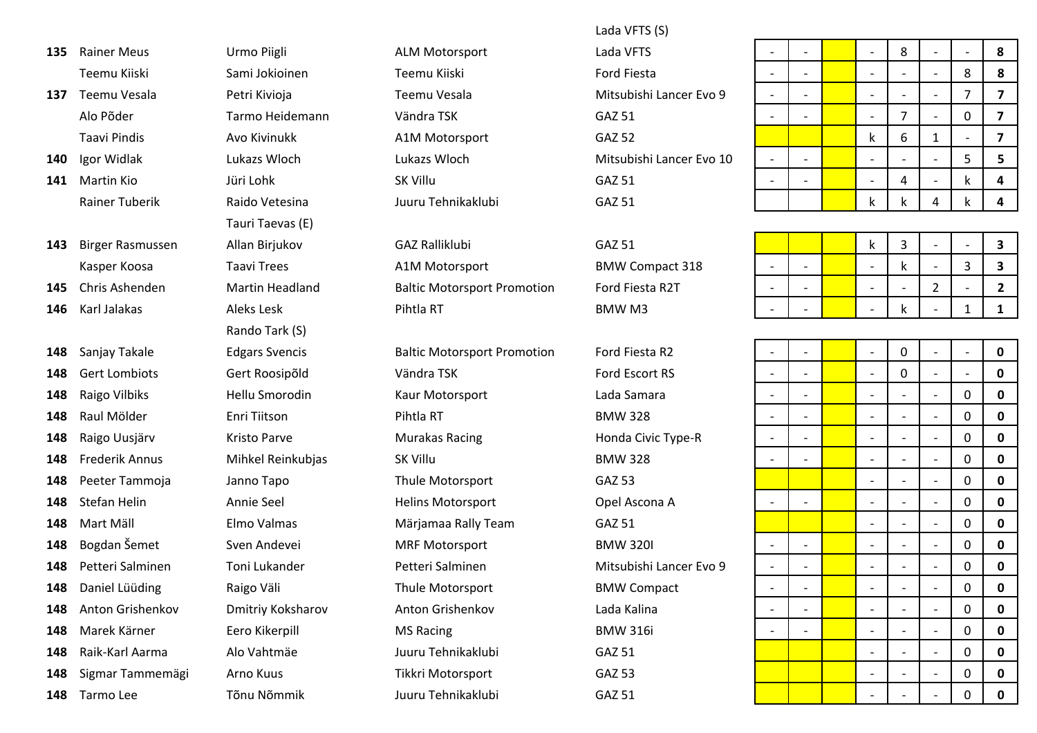| | | | | | | | | | | | | | |
|---|---|---|---|---|---|---|---|---|---|---|---|---|---|
| | | | | Lada VFTS (S) | | | | | | | | | |
| 135 | Rainer Meus | Urmo Piigli | ALM Motorsport | Lada VFTS | - | - | | - | 8 | - | - | **8** |
| | Teemu Kiiski | Sami Jokioinen | Teemu Kiiski | Ford Fiesta | - | - | | - | - | - | 8 | **8** |
| 137 | Teemu Vesala | Petri Kivioja | Teemu Vesala | Mitsubishi Lancer Evo 9 | - | - | | - | - | - | 7 | **7** |
| | Alo Põder | Tarmo Heidemann | Vändra TSK | GAZ 51 | - | - | | - | 7 | - | 0 | **7** |
| | Taavi Pindis | Avo Kivinukk | A1M Motorsport | GAZ 52 | | | | k | 6 | 1 | - | **7** |
| 140 | Igor Widlak | Lukazs Wloch | Lukazs Wloch | Mitsubishi Lancer Evo 10 | - | - | | - | - | - | 5 | **5** |
| 141 | Martin Kio | Jüri Lohk | SK Villu | GAZ 51 | - | - | | - | 4 | - | k | **4** |
| | Rainer Tuberik | Raido Vetesina | Juuru Tehnikaklubi | GAZ 51 | | | | k | k | 4 | k | **4** |
| | | Tauri Taevas (E) | | | | | | | | | | |
| 143 | Birger Rasmussen | Allan Birjukov | GAZ Ralliklubi | GAZ 51 | | | | k | 3 | - | - | **3** |
| | Kasper Koosa | Taavi Trees | A1M Motorsport | BMW Compact 318 | - | - | | - | k | - | 3 | **3** |
| 145 | Chris Ashenden | Martin Headland | Baltic Motorsport Promotion | Ford Fiesta R2T | - | - | | - | - | 2 | - | **2** |
| 146 | Karl Jalakas | Aleks Lesk | Pihtla RT | BMW M3 | - | - | | - | k | - | 1 | **1** |
| | | Rando Tark (S) | | | | | | | | | | |
| 148 | Sanjay Takale | Edgars Svencis | Baltic Motorsport Promotion | Ford Fiesta R2 | - | - | | - | 0 | - | - | **0** |
| 148 | Gert Lombiots | Gert Roosipõld | Vändra TSK | Ford Escort RS | - | - | | - | 0 | - | - | **0** |
| 148 | Raigo Vilbiks | Hellu Smorodin | Kaur Motorsport | Lada Samara | - | - | | - | - | - | 0 | **0** |
| 148 | Raul Mölder | Enri Tiitson | Pihtla RT | BMW 328 | - | - | | - | - | - | 0 | **0** |
| 148 | Raigo Uusjärv | Kristo Parve | Murakas Racing | Honda Civic Type-R | - | - | | - | - | - | 0 | **0** |
| 148 | Frederik Annus | Mihkel Reinkubjas | SK Villu | BMW 328 | - | - | | - | - | - | 0 | **0** |
| 148 | Peeter Tammoja | Janno Tapo | Thule Motorsport | GAZ 53 | | | | - | - | - | 0 | **0** |
| 148 | Stefan Helin | Annie Seel | Helins Motorsport | Opel Ascona A | - | - | | - | - | - | 0 | **0** |
| 148 | Mart Mäll | Elmo Valmas | Märjamaa Rally Team | GAZ 51 | | | | - | - | - | 0 | **0** |
| 148 | Bogdan Šemet | Sven Andevei | MRF Motorsport | BMW 320I | - | - | | - | - | - | 0 | **0** |
| 148 | Petteri Salminen | Toni Lukander | Petteri Salminen | Mitsubishi Lancer Evo 9 | - | - | | - | - | - | 0 | **0** |
| 148 | Daniel Lüüding | Raigo Väli | Thule Motorsport | BMW Compact | - | - | | - | - | - | 0 | **0** |
| 148 | Anton Grishenkov | Dmitriy Koksharov | Anton Grishenkov | Lada Kalina | - | - | | - | - | - | 0 | **0** |
| 148 | Marek Kärner | Eero Kikerpill | MS Racing | BMW 316i | - | - | | - | - | - | 0 | **0** |
| 148 | Raik-Karl Aarma | Alo Vahtmäe | Juuru Tehnikaklubi | GAZ 51 | | | | - | - | - | 0 | **0** |
| 148 | Sigmar Tammemägi | Arno Kuus | Tikkri Motorsport | GAZ 53 | | | | - | - | - | 0 | **0** |
| 148 | Tarmo Lee | Tõnu Nõmmik | Juuru Tehnikaklubi | GAZ 51 | | | | - | - | - | 0 | **0** |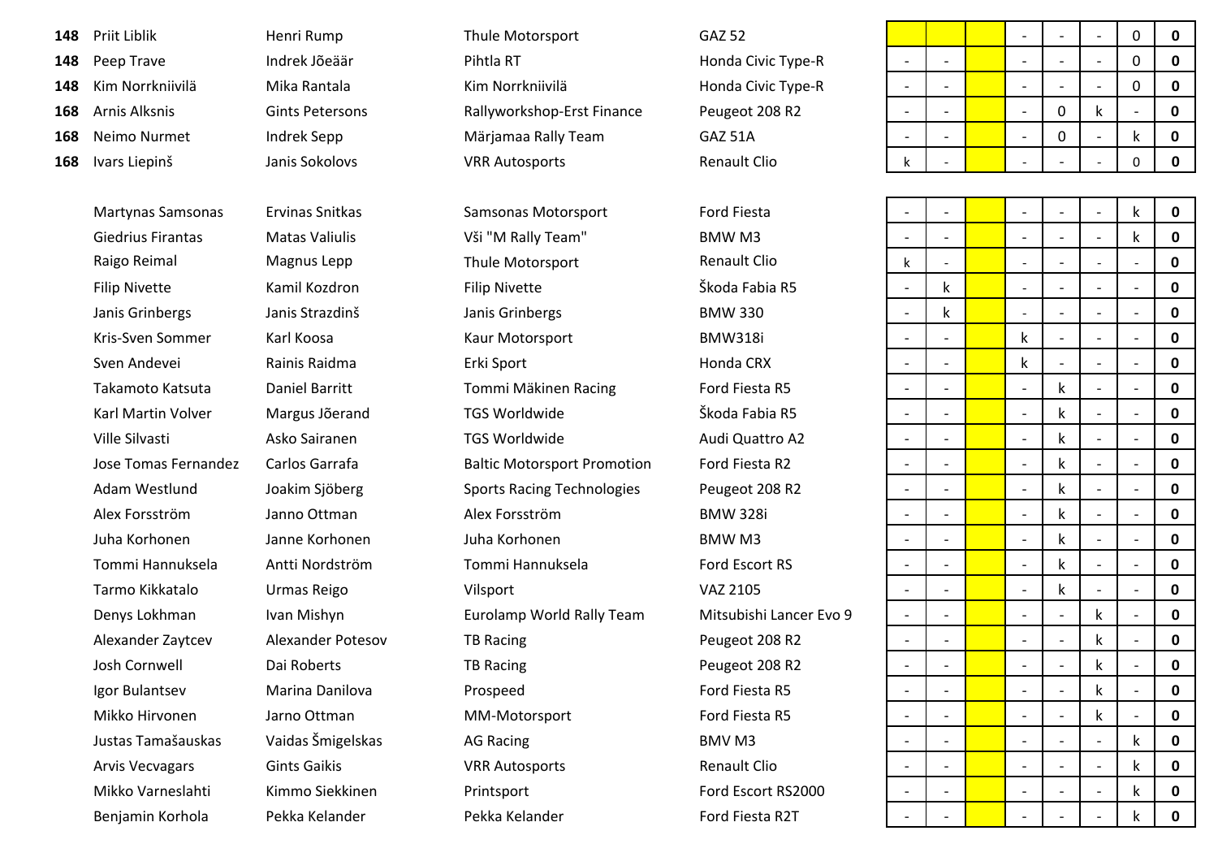| | | | | | | | | | | | | |
|---|---|---|---|---|---|---|---|---|---|---|---|---|
| **148** | Priit Liblik | Henri Rump | Thule Motorsport | GAZ 52 | | | | - | - | - | 0 | **0** |
| **148** | Peep Trave | Indrek Jõeäär | Pihtla RT | Honda Civic Type-R | - | - | | - | - | - | 0 | **0** |
| **148** | Kim Norrkniivilä | Mika Rantala | Kim Norrkniivilä | Honda Civic Type-R | - | - | | - | - | - | 0 | **0** |
| **168** | Arnis Alksnis | Gints Petersons | Rallyworkshop-Erst Finance | Peugeot 208 R2 | - | - | | - | 0 | k | - | **0** |
| **168** | Neimo Nurmet | Indrek Sepp | Märjamaa Rally Team | GAZ 51A | - | - | | - | 0 | - | k | **0** |
| **168** | Ivars Liepinš | Janis Sokolovs | VRR Autosports | Renault Clio | k | - | | - | - | - | 0 | **0** |

| | | | | | | | | | | | |
|---|---|---|---|---|---|---|---|---|---|---|---|
| Martynas Samsonas | Ervinas Snitkas | Samsonas Motorsport | Ford Fiesta | - | - | | - | - | - | k | **0** |
| Giedrius Firantas | Matas Valiulis | Vši "M Rally Team" | BMW M3 | - | - | | - | - | - | k | **0** |
| Raigo Reimal | Magnus Lepp | Thule Motorsport | Renault Clio | k | - | | - | - | - | - | **0** |
| Filip Nivette | Kamil Kozdron | Filip Nivette | Škoda Fabia R5 | - | k | | - | - | - | - | **0** |
| Janis Grinbergs | Janis Strazdinš | Janis Grinbergs | BMW 330 | - | k | | - | - | - | - | **0** |
| Kris-Sven Sommer | Karl Koosa | Kaur Motorsport | BMW318i | - | - | | k | - | - | - | **0** |
| Sven Andevei | Rainis Raidma | Erki Sport | Honda CRX | - | - | | k | - | - | - | **0** |
| Takamoto Katsuta | Daniel Barritt | Tommi Mäkinen Racing | Ford Fiesta R5 | - | - | | - | k | - | - | **0** |
| Karl Martin Volver | Margus Jõerand | TGS Worldwide | Škoda Fabia R5 | - | - | | - | k | - | - | **0** |
| Ville Silvasti | Asko Sairanen | TGS Worldwide | Audi Quattro A2 | - | - | | - | k | - | - | **0** |
| Jose Tomas Fernandez | Carlos Garrafa | Baltic Motorsport Promotion | Ford Fiesta R2 | - | - | | - | k | - | - | **0** |
| Adam Westlund | Joakim Sjöberg | Sports Racing Technologies | Peugeot 208 R2 | - | - | | - | k | - | - | **0** |
| Alex Forsström | Janno Ottman | Alex Forsström | BMW 328i | - | - | | - | k | - | - | **0** |
| Juha Korhonen | Janne Korhonen | Juha Korhonen | BMW M3 | - | - | | - | k | - | - | **0** |
| Tommi Hannuksela | Antti Nordström | Tommi Hannuksela | Ford Escort RS | - | - | | - | k | - | - | **0** |
| Tarmo Kikkatalo | Urmas Reigo | Vilsport | VAZ 2105 | - | - | | - | k | - | - | **0** |
| Denys Lokhman | Ivan Mishyn | Eurolamp World Rally Team | Mitsubishi Lancer Evo 9 | - | - | | - | - | k | - | **0** |
| Alexander Zaytcev | Alexander Potesov | TB Racing | Peugeot 208 R2 | - | - | | - | - | k | - | **0** |
| Josh Cornwell | Dai Roberts | TB Racing | Peugeot 208 R2 | - | - | | - | - | k | - | **0** |
| Igor Bulantsev | Marina Danilova | Prospeed | Ford Fiesta R5 | - | - | | - | - | k | - | **0** |
| Mikko Hirvonen | Jarno Ottman | MM-Motorsport | Ford Fiesta R5 | - | - | | - | - | k | - | **0** |
| Justas Tamašauskas | Vaidas Šmigelskas | AG Racing | BMV M3 | - | - | | - | - | - | k | **0** |
| Arvis Vecvagars | Gints Gaikis | VRR Autosports | Renault Clio | - | - | | - | - | - | k | **0** |
| Mikko Varneslahti | Kimmo Siekkinen | Printsport | Ford Escort RS2000 | - | - | | - | - | - | k | **0** |
| Benjamin Korhola | Pekka Kelander | Pekka Kelander | Ford Fiesta R2T | - | - | | - | - | - | k | **0** |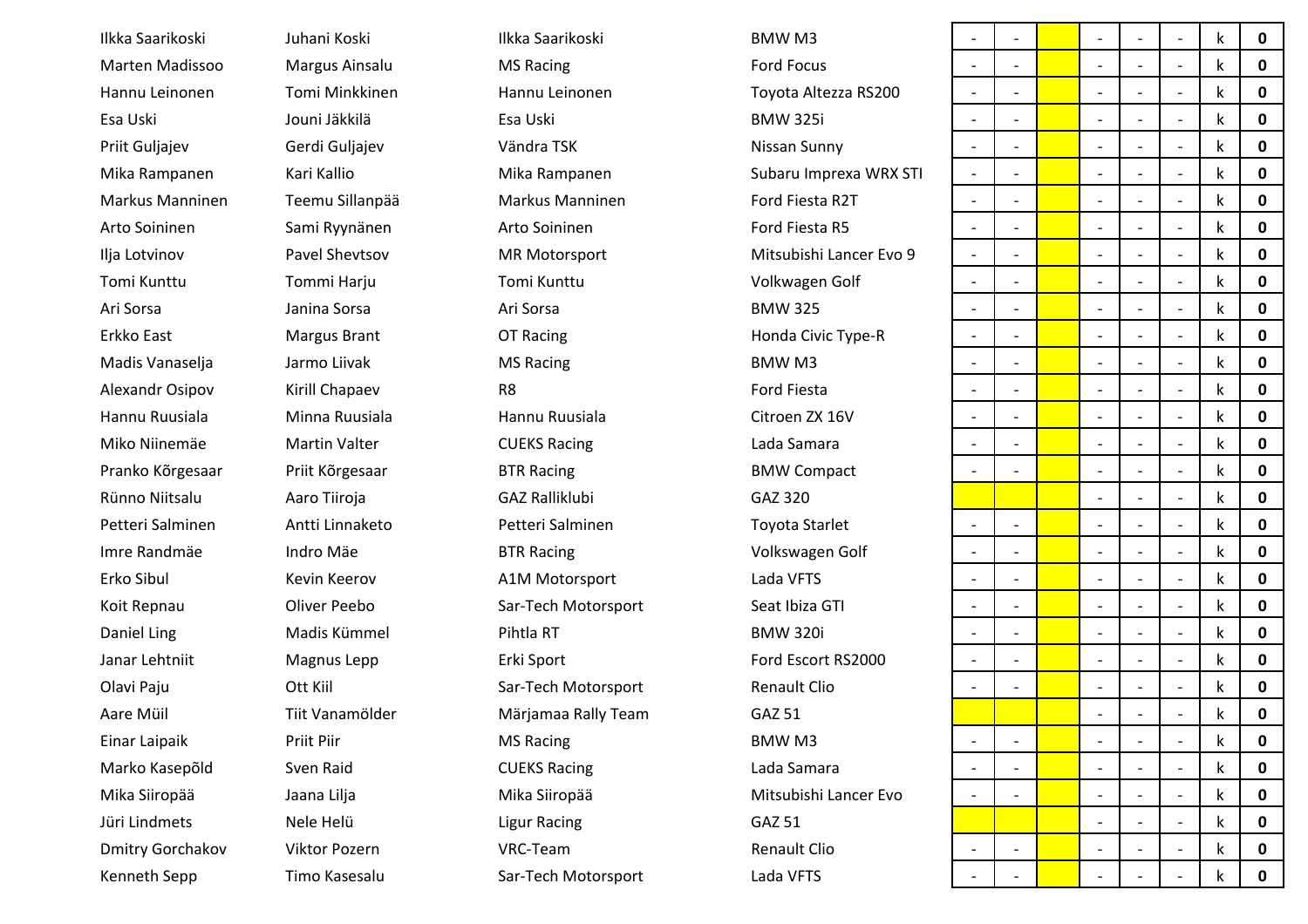| | | | | | | | | | | | |
|---|---|---|---|---|---|---|---|---|---|---|---|
| Ilkka Saarikoski | Juhani Koski | Ilkka Saarikoski | BMW M3 | - | - | | - | - | - | k | **0** |
| Marten Madissoo | Margus Ainsalu | MS Racing | Ford Focus | - | - | | - | - | - | k | **0** |
| Hannu Leinonen | Tomi Minkkinen | Hannu Leinonen | Toyota Altezza RS200 | - | - | | - | - | - | k | **0** |
| Esa Uski | Jouni Jäkkilä | Esa Uski | BMW 325i | - | - | | - | - | - | k | **0** |
| Priit Guljajev | Gerdi Guljajev | Vändra TSK | Nissan Sunny | - | - | | - | - | - | k | **0** |
| Mika Rampanen | Kari Kallio | Mika Rampanen | Subaru Imprexa WRX STI | - | - | | - | - | - | k | **0** |
| Markus Manninen | Teemu Sillanpää | Markus Manninen | Ford Fiesta R2T | - | - | | - | - | - | k | **0** |
| Arto Soininen | Sami Ryynänen | Arto Soininen | Ford Fiesta R5 | - | - | | - | - | - | k | **0** |
| Ilja Lotvinov | Pavel Shevtsov | MR Motorsport | Mitsubishi Lancer Evo 9 | - | - | | - | - | - | k | **0** |
| Tomi Kunttu | Tommi Harju | Tomi Kunttu | Volkwagen Golf | - | - | | - | - | - | k | **0** |
| Ari Sorsa | Janina Sorsa | Ari Sorsa | BMW 325 | - | - | | - | - | - | k | **0** |
| Erkko East | Margus Brant | OT Racing | Honda Civic Type-R | - | - | | - | - | - | k | **0** |
| Madis Vanaselja | Jarmo Liivak | MS Racing | BMW M3 | - | - | | - | - | - | k | **0** |
| Alexandr Osipov | Kirill Chapaev | R8 | Ford Fiesta | - | - | | - | - | - | k | **0** |
| Hannu Ruusiala | Minna Ruusiala | Hannu Ruusiala | Citroen ZX 16V | - | - | | - | - | - | k | **0** |
| Miko Niinemäe | Martin Valter | CUEKS Racing | Lada Samara | - | - | | - | - | - | k | **0** |
| Pranko Kõrgesaar | Priit Kõrgesaar | BTR Racing | BMW Compact | - | - | | - | - | - | k | **0** |
| Rünno Niitsalu | Aaro Tiiroja | GAZ Ralliklubi | GAZ 320 | | | | - | - | - | k | **0** |
| Petteri Salminen | Antti Linnaketo | Petteri Salminen | Toyota Starlet | - | - | | - | - | - | k | **0** |
| Imre Randmäe | Indro Mäe | BTR Racing | Volkswagen Golf | - | - | | - | - | - | k | **0** |
| Erko Sibul | Kevin Keerov | A1M Motorsport | Lada VFTS | - | - | | - | - | - | k | **0** |
| Koit Repnau | Oliver Peebo | Sar-Tech Motorsport | Seat Ibiza GTI | - | - | | - | - | - | k | **0** |
| Daniel Ling | Madis Kümmel | Pihtla RT | BMW 320i | - | - | | - | - | - | k | **0** |
| Janar Lehtniit | Magnus Lepp | Erki Sport | Ford Escort RS2000 | - | - | | - | - | - | k | **0** |
| Olavi Paju | Ott Kiil | Sar-Tech Motorsport | Renault Clio | - | - | | - | - | - | k | **0** |
| Aare Müil | Tiit Vanamölder | Märjamaa Rally Team | GAZ 51 | | | | - | - | - | k | **0** |
| Einar Laipaik | Priit Piir | MS Racing | BMW M3 | - | - | | - | - | - | k | **0** |
| Marko Kasepõld | Sven Raid | CUEKS Racing | Lada Samara | - | - | | - | - | - | k | **0** |
| Mika Siiropää | Jaana Lilja | Mika Siiropää | Mitsubishi Lancer Evo | - | - | | - | - | - | k | **0** |
| Jüri Lindmets | Nele Helü | Ligur Racing | GAZ 51 | | | | - | - | - | k | **0** |
| Dmitry Gorchakov | Viktor Pozern | VRC-Team | Renault Clio | - | - | | - | - | - | k | **0** |
| Kenneth Sepp | Timo Kasesalu | Sar-Tech Motorsport | Lada VFTS | - | - | | - | - | - | k | **0** |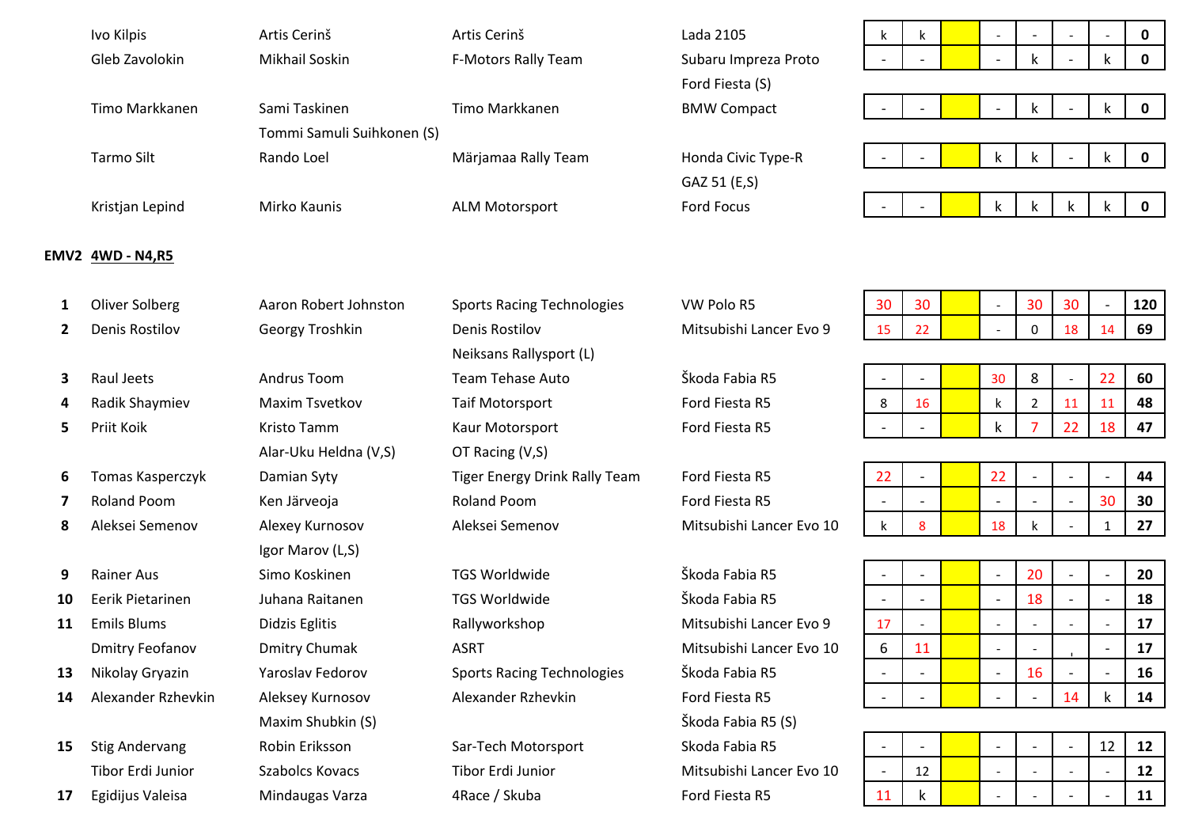| | Driver | Co-driver | Team | Car | | | | | | | | Total |
|---|---|---|---|---|---|---|---|---|---|---|---|---|
| | Ivo Kilpis | Artis Cerinš | Artis Cerinš | Lada 2105 | k | k | | - | - | - | - | 0 |
| | Gleb Zavolokin | Mikhail Soskin | F-Motors Rally Team | Subaru Impreza Proto | - | - | | - | k | - | k | 0 |
| | | | | Ford Fiesta (S) | | | | | | | | |
| | Timo Markkanen | Sami Taskinen | Timo Markkanen | BMW Compact | - | - | | - | k | - | k | 0 |
| | | Tommi Samuli Suihkonen (S) | | | | | | | | | | |
| | Tarmo Silt | Rando Loel | Märjamaa Rally Team | Honda Civic Type-R | - | - | | k | k | - | k | 0 |
| | | | | GAZ 51 (E,S) | | | | | | | | |
| | Kristjan Lepind | Mirko Kaunis | ALM Motorsport | Ford Focus | - | - | | k | k | k | k | 0 |

**EMV2** **4WD - N4,R5**

| | Driver | Co-driver | Team | Car | | | | | | | | Total |
|---|---|---|---|---|---|---|---|---|---|---|---|---|
| 1 | Oliver Solberg | Aaron Robert Johnston | Sports Racing Technologies | VW Polo R5 | 30 | 30 | | - | 30 | 30 | - | 120 |
| 2 | Denis Rostilov | Georgy Troshkin | Denis Rostilov | Mitsubishi Lancer Evo 9 | 15 | 22 | | - | 0 | 18 | 14 | 69 |
| | | | Neiksans Rallysport (L) | | | | | | | | | |
| 3 | Raul Jeets | Andrus Toom | Team Tehase Auto | Škoda Fabia R5 | - | - | | 30 | 8 | - | 22 | 60 |
| 4 | Radik Shaymiev | Maxim Tsvetkov | Taif Motorsport | Ford Fiesta R5 | 8 | 16 | | k | 2 | 11 | 11 | 48 |
| 5 | Priit Koik | Kristo Tamm | Kaur Motorsport | Ford Fiesta R5 | - | - | | k | 7 | 22 | 18 | 47 |
| | | Alar-Uku Heldna (V,S) | OT Racing (V,S) | | | | | | | | | |
| 6 | Tomas Kasperczyk | Damian Syty | Tiger Energy Drink Rally Team | Ford Fiesta R5 | 22 | - | | 22 | - | - | - | 44 |
| 7 | Roland Poom | Ken Järveoja | Roland Poom | Ford Fiesta R5 | - | - | | - | - | - | 30 | 30 |
| 8 | Aleksei Semenov | Alexey Kurnosov | Aleksei Semenov | Mitsubishi Lancer Evo 10 | k | 8 | | 18 | k | - | 1 | 27 |
| | | Igor Marov (L,S) | | | | | | | | | | |
| 9 | Rainer Aus | Simo Koskinen | TGS Worldwide | Škoda Fabia R5 | - | - | | - | 20 | - | - | 20 |
| 10 | Eerik Pietarinen | Juhana Raitanen | TGS Worldwide | Škoda Fabia R5 | - | - | | - | 18 | - | - | 18 |
| 11 | Emils Blums | Didzis Eglitis | Rallyworkshop | Mitsubishi Lancer Evo 9 | 17 | - | | - | - | - | - | 17 |
| | Dmitry Feofanov | Dmitry Chumak | ASRT | Mitsubishi Lancer Evo 10 | 6 | 11 | | - | - | - | - | 17 |
| 13 | Nikolay Gryazin | Yaroslav Fedorov | Sports Racing Technologies | Škoda Fabia R5 | - | - | | - | 16 | - | - | 16 |
| 14 | Alexander Rzhevkin | Aleksey Kurnosov | Alexander Rzhevkin | Ford Fiesta R5 | - | - | | - | - | 14 | k | 14 |
| | | Maxim Shubkin (S) | | Škoda Fabia R5 (S) | | | | | | | | |
| 15 | Stig Andervang | Robin Eriksson | Sar-Tech Motorsport | Skoda Fabia R5 | - | - | | - | - | - | 12 | 12 |
| | Tibor Erdi Junior | Szabolcs Kovacs | Tibor Erdi Junior | Mitsubishi Lancer Evo 10 | - | 12 | | - | - | - | - | 12 |
| 17 | Egidijus Valeisa | Mindaugas Varza | 4Race / Skuba | Ford Fiesta R5 | 11 | k | | - | - | - | - | 11 |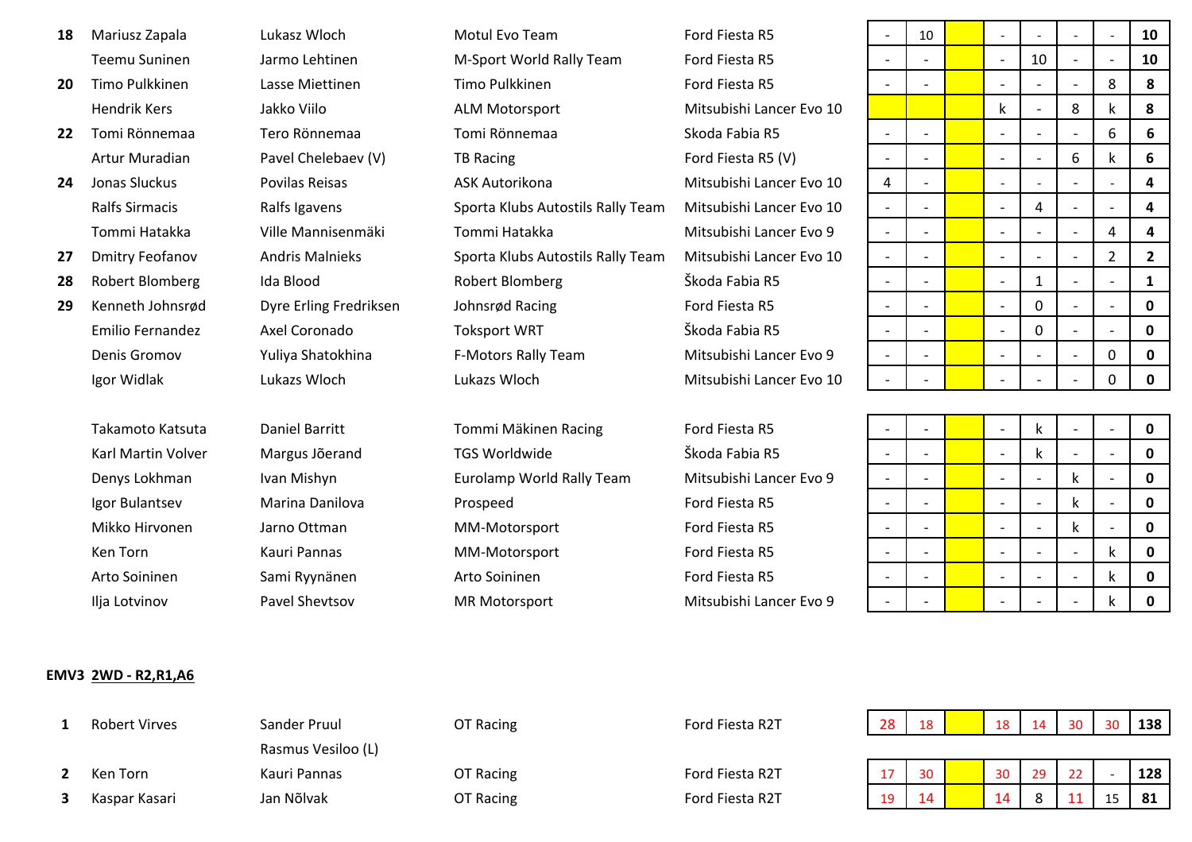| | | | | | | | | | | | | | |
|---|---|---|---|---|---|---|---|---|---|---|---|---|---|
| 18 | Mariusz Zapala | Lukasz Wloch | Motul Evo Team | Ford Fiesta R5 | - | 10 | | - | - | - | - | 10 |
| | Teemu Suninen | Jarmo Lehtinen | M-Sport World Rally Team | Ford Fiesta R5 | - | - | | - | 10 | - | - | 10 |
| 20 | Timo Pulkkinen | Lasse Miettinen | Timo Pulkkinen | Ford Fiesta R5 | - | - | | - | - | - | 8 | 8 |
| | Hendrik Kers | Jakko Viilo | ALM Motorsport | Mitsubishi Lancer Evo 10 | | | | k | - | 8 | k | 8 |
| 22 | Tomi Rönnemaa | Tero Rönnemaa | Tomi Rönnemaa | Skoda Fabia R5 | - | - | | - | - | - | 6 | 6 |
| | Artur Muradian | Pavel Chelebaev (V) | TB Racing | Ford Fiesta R5 (V) | - | - | | - | - | 6 | k | 6 |
| 24 | Jonas Sluckus | Povilas Reisas | ASK Autorikona | Mitsubishi Lancer Evo 10 | 4 | - | | - | - | - | - | 4 |
| | Ralfs Sirmacis | Ralfs Igavens | Sporta Klubs Autostils Rally Team | Mitsubishi Lancer Evo 10 | - | - | | - | 4 | - | - | 4 |
| | Tommi Hatakka | Ville Mannisenmäki | Tommi Hatakka | Mitsubishi Lancer Evo 9 | - | - | | - | - | - | 4 | 4 |
| 27 | Dmitry Feofanov | Andris Malnieks | Sporta Klubs Autostils Rally Team | Mitsubishi Lancer Evo 10 | - | - | | - | - | - | 2 | 2 |
| 28 | Robert Blomberg | Ida Blood | Robert Blomberg | Škoda Fabia R5 | - | - | | - | 1 | - | - | 1 |
| 29 | Kenneth Johnsrød | Dyre Erling Fredriksen | Johnsrød Racing | Ford Fiesta R5 | - | - | | - | 0 | - | - | 0 |
| | Emilio Fernandez | Axel Coronado | Toksport WRT | Škoda Fabia R5 | - | - | | - | 0 | - | - | 0 |
| | Denis Gromov | Yuliya Shatokhina | F-Motors Rally Team | Mitsubishi Lancer Evo 9 | - | - | | - | - | - | 0 | 0 |
| | Igor Widlak | Lukazs Wloch | Lukazs Wloch | Mitsubishi Lancer Evo 10 | - | - | | - | - | - | 0 | 0 |
| | Takamoto Katsuta | Daniel Barritt | Tommi Mäkinen Racing | Ford Fiesta R5 | - | - | | - | k | - | - | 0 |
| | Karl Martin Volver | Margus Jõerand | TGS Worldwide | Škoda Fabia R5 | - | - | | - | k | - | - | 0 |
| | Denys Lokhman | Ivan Mishyn | Eurolamp World Rally Team | Mitsubishi Lancer Evo 9 | - | - | | - | - | k | - | 0 |
| | Igor Bulantsev | Marina Danilova | Prospeed | Ford Fiesta R5 | - | - | | - | - | k | - | 0 |
| | Mikko Hirvonen | Jarno Ottman | MM-Motorsport | Ford Fiesta R5 | - | - | | - | - | k | - | 0 |
| | Ken Torn | Kauri Pannas | MM-Motorsport | Ford Fiesta R5 | - | - | | - | - | - | k | 0 |
| | Arto Soininen | Sami Ryynänen | Arto Soininen | Ford Fiesta R5 | - | - | | - | - | - | k | 0 |
| | Ilja Lotvinov | Pavel Shevtsov | MR Motorsport | Mitsubishi Lancer Evo 9 | - | - | | - | - | - | k | 0 |

**EMV3 2WD - R2,R1,A6**

| | | | | | | | | | | | | | |
|---|---|---|---|---|---|---|---|---|---|---|---|---|---|
| 1 | Robert Virves | Sander Pruul<br>Rasmus Vesiloo (L) | OT Racing | Ford Fiesta R2T | 28 | 18 | | 18 | 14 | 30 | 30 | 138 |
| 2 | Ken Torn | Kauri Pannas | OT Racing | Ford Fiesta R2T | 17 | 30 | | 30 | 29 | 22 | - | 128 |
| 3 | Kaspar Kasari | Jan Nõlvak | OT Racing | Ford Fiesta R2T | 19 | 14 | | 14 | 8 | 11 | 15 | 81 |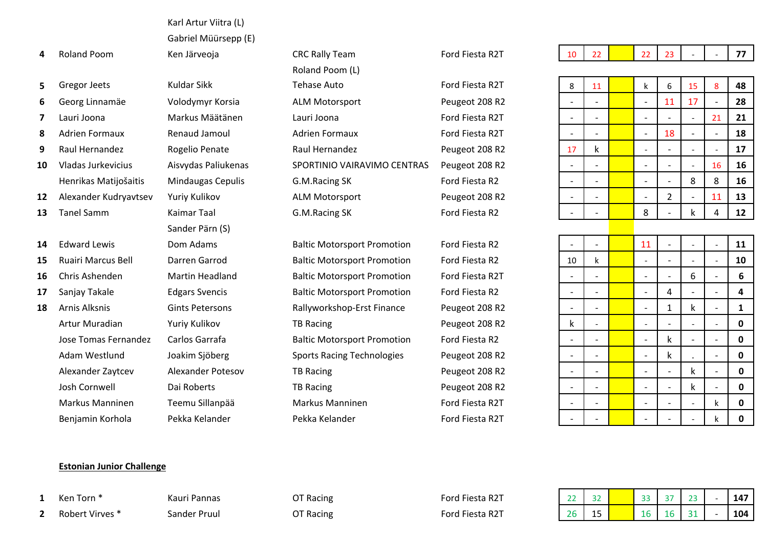| Pos | Driver | Co-driver | Team | Car | | | | | | | | | Total |
|---|---|---|---|---|---|---|---|---|---|---|---|---|---|
| | | Karl Artur Viitra (L) | | | | | | | | | | | |
| | | Gabriel Müürsepp (E) | | | | | | | | | | | |
| 4 | Roland Poom | Ken Järveoja | CRC Rally Team | Ford Fiesta R2T | 10 | 22 | | 22 | 23 | - | - | | 77 |
| | | | Roland Poom (L) | | | | | | | | | | |
| 5 | Gregor Jeets | Kuldar Sikk | Tehase Auto | Ford Fiesta R2T | 8 | 11 | | k | 6 | 15 | 8 | | 48 |
| 6 | Georg Linnamäe | Volodymyr Korsia | ALM Motorsport | Peugeot 208 R2 | - | - | | - | 11 | 17 | - | | 28 |
| 7 | Lauri Joona | Markus Määtänen | Lauri Joona | Ford Fiesta R2T | - | - | | - | - | - | 21 | | 21 |
| 8 | Adrien Formaux | Renaud Jamoul | Adrien Formaux | Ford Fiesta R2T | - | - | | - | 18 | - | - | | 18 |
| 9 | Raul Hernandez | Rogelio Penate | Raul Hernandez | Peugeot 208 R2 | 17 | k | | - | - | - | - | | 17 |
| 10 | Vladas Jurkevicius | Aisvydas Paliukenas | SPORTINIO VAIRAVIMO CENTRAS | Peugeot 208 R2 | - | - | | - | - | - | 16 | | 16 |
| | Henrikas Matijošaitis | Mindaugas Cepulis | G.M.Racing SK | Ford Fiesta R2 | - | - | | - | - | 8 | 8 | | 16 |
| 12 | Alexander Kudryavtsev | Yuriy Kulikov | ALM Motorsport | Peugeot 208 R2 | - | - | | - | 2 | - | 11 | | 13 |
| 13 | Tanel Samm | Kaimar Taal | G.M.Racing SK | Ford Fiesta R2 | - | - | | 8 | - | k | 4 | | 12 |
| | | Sander Pärn (S) | | | | | | | | | | | |
| 14 | Edward Lewis | Dom Adams | Baltic Motorsport Promotion | Ford Fiesta R2 | - | - | | 11 | - | - | - | | 11 |
| 15 | Ruairi Marcus Bell | Darren Garrod | Baltic Motorsport Promotion | Ford Fiesta R2 | 10 | k | | - | - | - | - | | 10 |
| 16 | Chris Ashenden | Martin Headland | Baltic Motorsport Promotion | Ford Fiesta R2T | - | - | | - | - | 6 | - | | 6 |
| 17 | Sanjay Takale | Edgars Svencis | Baltic Motorsport Promotion | Ford Fiesta R2 | - | - | | - | 4 | - | - | | 4 |
| 18 | Arnis Alksnis | Gints Petersons | Rallyworkshop-Erst Finance | Peugeot 208 R2 | - | - | | - | 1 | k | - | | 1 |
| | Artur Muradian | Yuriy Kulikov | TB Racing | Peugeot 208 R2 | k | - | | - | - | - | - | | 0 |
| | Jose Tomas Fernandez | Carlos Garrafa | Baltic Motorsport Promotion | Ford Fiesta R2 | - | - | | - | k | - | - | | 0 |
| | Adam Westlund | Joakim Sjöberg | Sports Racing Technologies | Peugeot 208 R2 | - | - | | - | k | . | - | | 0 |
| | Alexander Zaytcev | Alexander Potesov | TB Racing | Peugeot 208 R2 | - | - | | - | - | k | - | | 0 |
| | Josh Cornwell | Dai Roberts | TB Racing | Peugeot 208 R2 | - | - | | - | - | k | - | | 0 |
| | Markus Manninen | Teemu Sillanpää | Markus Manninen | Ford Fiesta R2T | - | - | | - | - | - | k | | 0 |
| | Benjamin Korhola | Pekka Kelander | Pekka Kelander | Ford Fiesta R2T | - | - | | - | - | - | k | | 0 |

**Estonian Junior Challenge**

| Pos | Driver | Co-driver | Team | Car | | | | | | | | | Total |
|---|---|---|---|---|---|---|---|---|---|---|---|---|---|
| 1 | Ken Torn * | Kauri Pannas | OT Racing | Ford Fiesta R2T | 22 | 32 | | 33 | 37 | 23 | - | | 147 |
| 2 | Robert Virves * | Sander Pruul | OT Racing | Ford Fiesta R2T | 26 | 15 | | 16 | 16 | 31 | - | | 104 |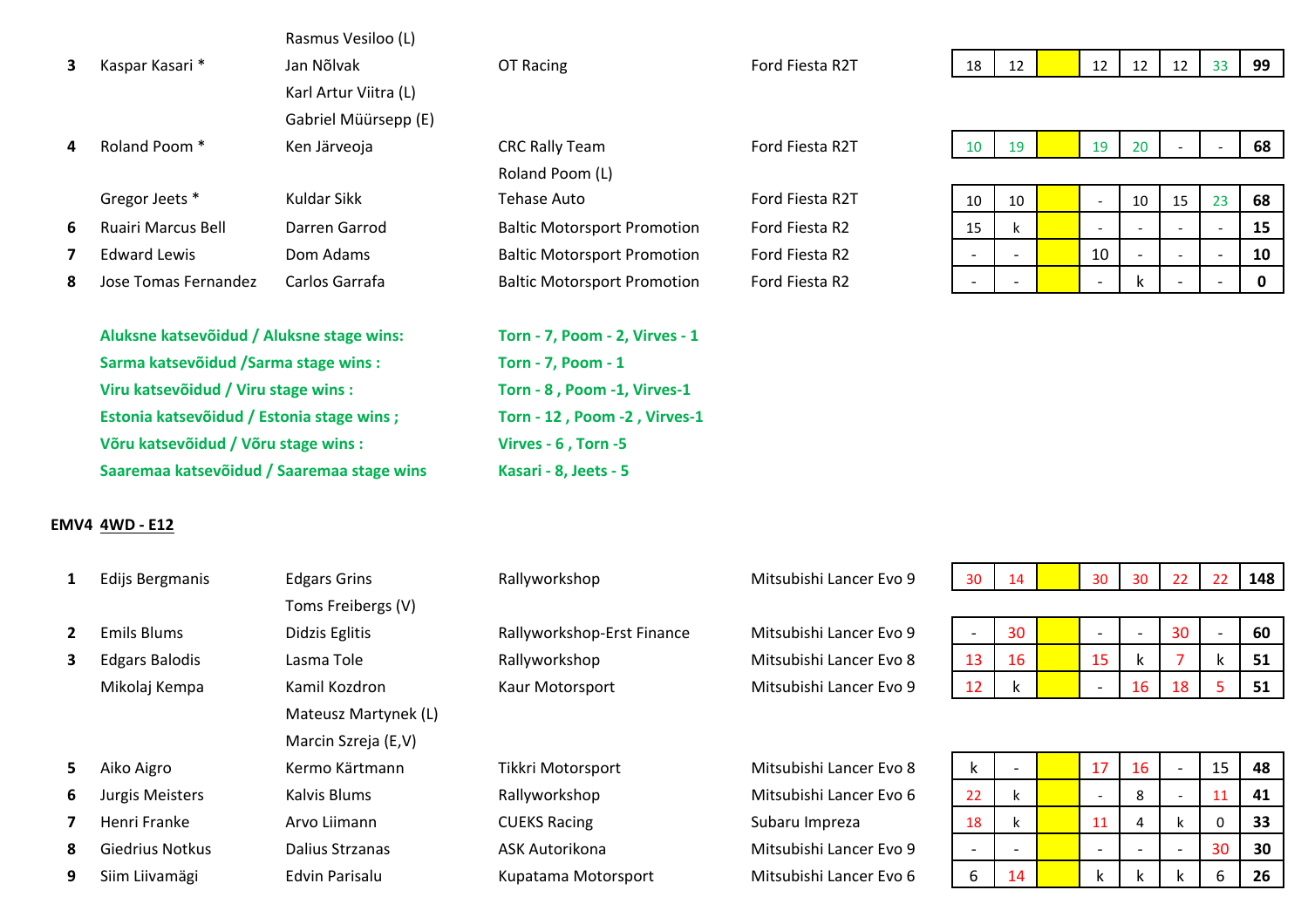| | Driver | Co-driver | Team | Car | | | | | | | | Total |
|---|---|---|---|---|---|---|---|---|---|---|---|---|
| | | Rasmus Vesiloo (L) | | | | | | | | | | |
| 3 | Kaspar Kasari * | Jan Nõlvak | OT Racing | Ford Fiesta R2T | 18 | 12 | | 12 | 12 | 12 | 33 | 99 |
| | | Karl Artur Viitra (L) | | | | | | | | | | |
| | | Gabriel Müürsepp (E) | | | | | | | | | | |
| 4 | Roland Poom * | Ken Järveoja | CRC Rally Team | Ford Fiesta R2T | 10 | 19 | | 19 | 20 | - | - | 68 |
| | | | Roland Poom (L) | | | | | | | | | |
| | Gregor Jeets * | Kuldar Sikk | Tehase Auto | Ford Fiesta R2T | 10 | 10 | | - | 10 | 15 | 23 | 68 |
| 6 | Ruairi Marcus Bell | Darren Garrod | Baltic Motorsport Promotion | Ford Fiesta R2 | 15 | k | | - | - | - | - | 15 |
| 7 | Edward Lewis | Dom Adams | Baltic Motorsport Promotion | Ford Fiesta R2 | - | - | | 10 | - | - | - | 10 |
| 8 | Jose Tomas Fernandez | Carlos Garrafa | Baltic Motorsport Promotion | Ford Fiesta R2 | - | - | | - | k | - | - | 0 |

**Aluksne katsevõidud / Aluksne stage wins:** **Torn - 7, Poom - 2, Virves - 1**

**Sarma katsevõidud /Sarma stage wins :** **Torn - 7, Poom - 1**

**Viru katsevõidud / Viru stage wins :** **Torn - 8 , Poom -1, Virves-1**

**Estonia katsevõidud / Estonia stage wins ;** **Torn - 12 , Poom -2 , Virves-1**

**Võru katsevõidud / Võru stage wins :** **Virves - 6 , Torn -5**

**Saaremaa katsevõidud / Saaremaa stage wins** **Kasari - 8, Jeets - 5**

## EMV4 4WD - E12

| | Driver | Co-driver | Team | Car | | | | | | | | Total |
|---|---|---|---|---|---|---|---|---|---|---|---|---|
| 1 | Edijs Bergmanis | Edgars Grins | Rallyworkshop | Mitsubishi Lancer Evo 9 | 30 | 14 | | 30 | 30 | 22 | 22 | 148 |
| | | Toms Freibergs (V) | | | | | | | | | | |
| 2 | Emils Blums | Didzis Eglitis | Rallyworkshop-Erst Finance | Mitsubishi Lancer Evo 9 | - | 30 | | - | - | 30 | - | 60 |
| 3 | Edgars Balodis | Lasma Tole | Rallyworkshop | Mitsubishi Lancer Evo 8 | 13 | 16 | | 15 | k | 7 | k | 51 |
| | Mikolaj Kempa | Kamil Kozdron | Kaur Motorsport | Mitsubishi Lancer Evo 9 | 12 | k | | - | 16 | 18 | 5 | 51 |
| | | Mateusz Martynek (L) | | | | | | | | | | |
| | | Marcin Szreja (E,V) | | | | | | | | | | |
| 5 | Aiko Aigro | Kermo Kärtmann | Tikkri Motorsport | Mitsubishi Lancer Evo 8 | k | - | | 17 | 16 | - | 15 | 48 |
| 6 | Jurgis Meisters | Kalvis Blums | Rallyworkshop | Mitsubishi Lancer Evo 6 | 22 | k | | - | 8 | - | 11 | 41 |
| 7 | Henri Franke | Arvo Liimann | CUEKS Racing | Subaru Impreza | 18 | k | | 11 | 4 | k | 0 | 33 |
| 8 | Giedrius Notkus | Dalius Strzanas | ASK Autorikona | Mitsubishi Lancer Evo 9 | - | - | | - | - | - | 30 | 30 |
| 9 | Siim Liivamägi | Edvin Parisalu | Kupatama Motorsport | Mitsubishi Lancer Evo 6 | 6 | 14 | | k | k | k | 6 | 26 |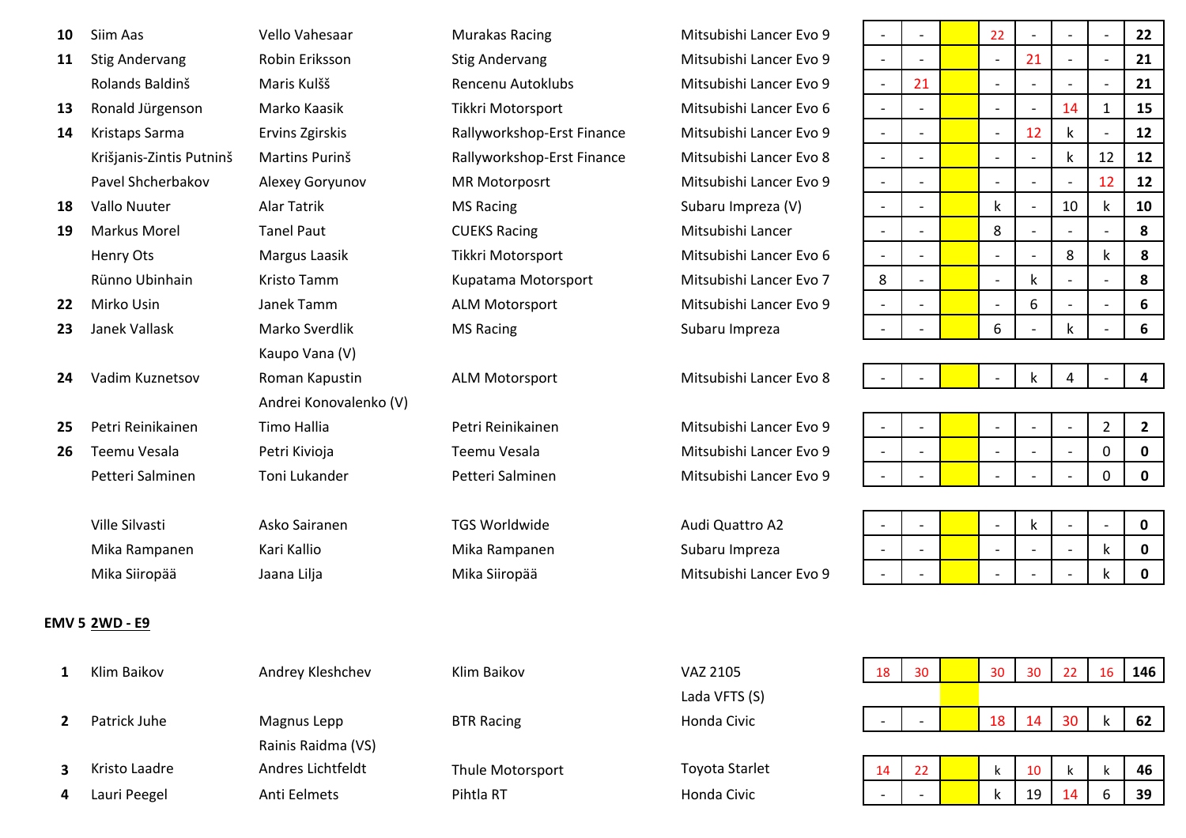| Pos | Driver | Co-driver | Team | Car | 1 | 2 | 3 | 4 | 5 | 6 | 7 | Total |
|---|---|---|---|---|---|---|---|---|---|---|---|---|
| 10 | Siim Aas | Vello Vahesaar | Murakas Racing | Mitsubishi Lancer Evo 9 | - | - | | 22 | - | - | - | 22 |
| 11 | Stig Andervang | Robin Eriksson | Stig Andervang | Mitsubishi Lancer Evo 9 | - | - | | - | 21 | - | - | 21 |
| | Rolands Baldinš | Maris Kulšš | Rencenu Autoklubs | Mitsubishi Lancer Evo 9 | - | 21 | | - | - | - | - | 21 |
| 13 | Ronald Jürgenson | Marko Kaasik | Tikkri Motorsport | Mitsubishi Lancer Evo 6 | - | - | | - | - | 14 | 1 | 15 |
| 14 | Kristaps Sarma | Ervins Zgirskis | Rallyworkshop-Erst Finance | Mitsubishi Lancer Evo 9 | - | - | | - | 12 | k | - | 12 |
| | Krišjanis-Zintis Putninš | Martins Purinš | Rallyworkshop-Erst Finance | Mitsubishi Lancer Evo 8 | - | - | | - | - | k | 12 | 12 |
| | Pavel Shcherbakov | Alexey Goryunov | MR Motorposrt | Mitsubishi Lancer Evo 9 | - | - | | - | - | - | 12 | 12 |
| 18 | Vallo Nuuter | Alar Tatrik | MS Racing | Subaru Impreza (V) | - | - | | k | - | 10 | k | 10 |
| 19 | Markus Morel | Tanel Paut | CUEKS Racing | Mitsubishi Lancer | - | - | | 8 | - | - | - | 8 |
| | Henry Ots | Margus Laasik | Tikkri Motorsport | Mitsubishi Lancer Evo 6 | - | - | | - | - | 8 | k | 8 |
| | Rünno Ubinhain | Kristo Tamm | Kupatama Motorsport | Mitsubishi Lancer Evo 7 | 8 | - | | - | k | - | - | 8 |
| 22 | Mirko Usin | Janek Tamm | ALM Motorsport | Mitsubishi Lancer Evo 9 | - | - | | - | 6 | - | - | 6 |
| 23 | Janek Vallask | Marko Sverdlik<br>Kaupo Vana (V) | MS Racing | Subaru Impreza | - | - | | 6 | - | k | - | 6 |
| 24 | Vadim Kuznetsov | Roman Kapustin<br>Andrei Konovalenko (V) | ALM Motorsport | Mitsubishi Lancer Evo 8 | - | - | | - | k | 4 | - | 4 |
| 25 | Petri Reinikainen | Timo Hallia | Petri Reinikainen | Mitsubishi Lancer Evo 9 | - | - | | - | - | - | 2 | 2 |
| 26 | Teemu Vesala | Petri Kivioja | Teemu Vesala | Mitsubishi Lancer Evo 9 | - | - | | - | - | - | 0 | 0 |
| | Petteri Salminen | Toni Lukander | Petteri Salminen | Mitsubishi Lancer Evo 9 | - | - | | - | - | - | 0 | 0 |
| | Ville Silvasti | Asko Sairanen | TGS Worldwide | Audi Quattro A2 | - | - | | - | k | - | - | 0 |
| | Mika Rampanen | Kari Kallio | Mika Rampanen | Subaru Impreza | - | - | | - | - | - | k | 0 |
| | Mika Siiropää | Jaana Lilja | Mika Siiropää | Mitsubishi Lancer Evo 9 | - | - | | - | - | - | k | 0 |

**EMV 5** **2WD - E9**

| Pos | Driver | Co-driver | Team | Car | 1 | 2 | 3 | 4 | 5 | 6 | 7 | Total |
|---|---|---|---|---|---|---|---|---|---|---|---|---|
| 1 | Klim Baikov | Andrey Kleshchev | Klim Baikov | VAZ 2105<br>Lada VFTS (S) | 18 | 30 | | 30 | 30 | 22 | 16 | 146 |
| 2 | Patrick Juhe | Magnus Lepp<br>Rainis Raidma (VS) | BTR Racing | Honda Civic | - | - | | 18 | 14 | 30 | k | 62 |
| 3 | Kristo Laadre | Andres Lichtfeldt | Thule Motorsport | Toyota Starlet | 14 | 22 | | k | 10 | k | k | 46 |
| 4 | Lauri Peegel | Anti Eelmets | Pihtla RT | Honda Civic | - | - | | k | 19 | 14 | 6 | 39 |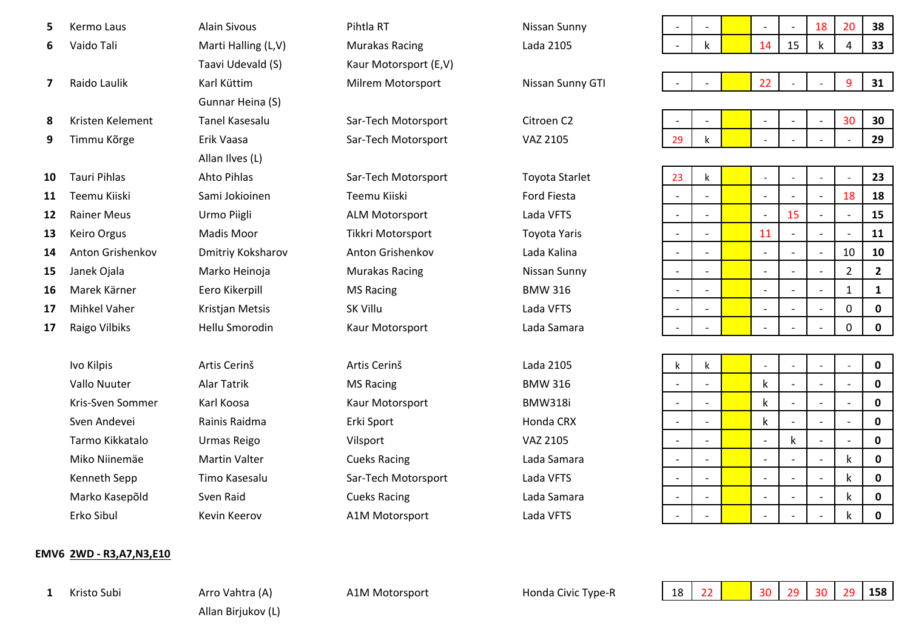| | Driver | Co-driver | Team | Car | | | | | | | | | Total |
|---|---|---|---|---|---|---|---|---|---|---|---|---|---|
| 5 | Kermo Laus | Alain Sivous | Pihtla RT | Nissan Sunny | - | - | | - | - | 18 | 20 | 38 |
| 6 | Vaido Tali | Marti Halling (L,V) | Murakas Racing | Lada 2105 | - | k | | 14 | 15 | k | 4 | 33 |
| | | Taavi Udevald (S) | Kaur Motorsport (E,V) | | | | | | | | | |
| 7 | Raido Laulik | Karl Küttim | Milrem Motorsport | Nissan Sunny GTI | - | - | | 22 | - | - | 9 | 31 |
| | | Gunnar Heina (S) | | | | | | | | | | |
| 8 | Kristen Kelement | Tanel Kasesalu | Sar-Tech Motorsport | Citroen C2 | - | - | | - | - | - | 30 | 30 |
| 9 | Timmu Kõrge | Erik Vaasa | Sar-Tech Motorsport | VAZ 2105 | 29 | k | | - | - | - | - | 29 |
| | | Allan Ilves (L) | | | | | | | | | | |
| 10 | Tauri Pihlas | Ahto Pihlas | Sar-Tech Motorsport | Toyota Starlet | 23 | k | | - | - | - | - | 23 |
| 11 | Teemu Kiiski | Sami Jokioinen | Teemu Kiiski | Ford Fiesta | - | - | | - | - | - | 18 | 18 |
| 12 | Rainer Meus | Urmo Piigli | ALM Motorsport | Lada VFTS | - | - | | - | 15 | - | - | 15 |
| 13 | Keiro Orgus | Madis Moor | Tikkri Motorsport | Toyota Yaris | - | - | | 11 | - | - | - | 11 |
| 14 | Anton Grishenkov | Dmitriy Koksharov | Anton Grishenkov | Lada Kalina | - | - | | - | - | - | 10 | 10 |
| 15 | Janek Ojala | Marko Heinoja | Murakas Racing | Nissan Sunny | - | - | | - | - | - | 2 | 2 |
| 16 | Marek Kärner | Eero Kikerpill | MS Racing | BMW 316 | - | - | | - | - | - | 1 | 1 |
| 17 | Mihkel Vaher | Kristjan Metsis | SK Villu | Lada VFTS | - | - | | - | - | - | 0 | 0 |
| 17 | Raigo Vilbiks | Hellu Smorodin | Kaur Motorsport | Lada Samara | - | - | | - | - | - | 0 | 0 |
| | Ivo Kilpis | Artis Cerinš | Artis Cerinš | Lada 2105 | k | k | | - | - | - | - | 0 |
| | Vallo Nuuter | Alar Tatrik | MS Racing | BMW 316 | - | - | | k | - | - | - | 0 |
| | Kris-Sven Sommer | Karl Koosa | Kaur Motorsport | BMW318i | - | - | | k | - | - | - | 0 |
| | Sven Andevei | Rainis Raidma | Erki Sport | Honda CRX | - | - | | k | - | - | - | 0 |
| | Tarmo Kikkatalo | Urmas Reigo | Vilsport | VAZ 2105 | - | - | | - | k | - | - | 0 |
| | Miko Niinemäe | Martin Valter | Cueks Racing | Lada Samara | - | - | | - | - | - | k | 0 |
| | Kenneth Sepp | Timo Kasesalu | Sar-Tech Motorsport | Lada VFTS | - | - | | - | - | - | k | 0 |
| | Marko Kasepõld | Sven Raid | Cueks Racing | Lada Samara | - | - | | - | - | - | k | 0 |
| | Erko Sibul | Kevin Keerov | A1M Motorsport | Lada VFTS | - | - | | - | - | - | k | 0 |

**EMV6** **2WD - R3,A7,N3,E10**

| | Driver | Co-driver | Team | Car | | | | | | | | | Total |
|---|---|---|---|---|---|---|---|---|---|---|---|---|---|
| 1 | Kristo Subi | Arro Vahtra (A) | A1M Motorsport | Honda Civic Type-R | 18 | 22 | | 30 | 29 | 30 | 29 | 158 |
| | | Allan Birjukov (L) | | | | | | | | | | |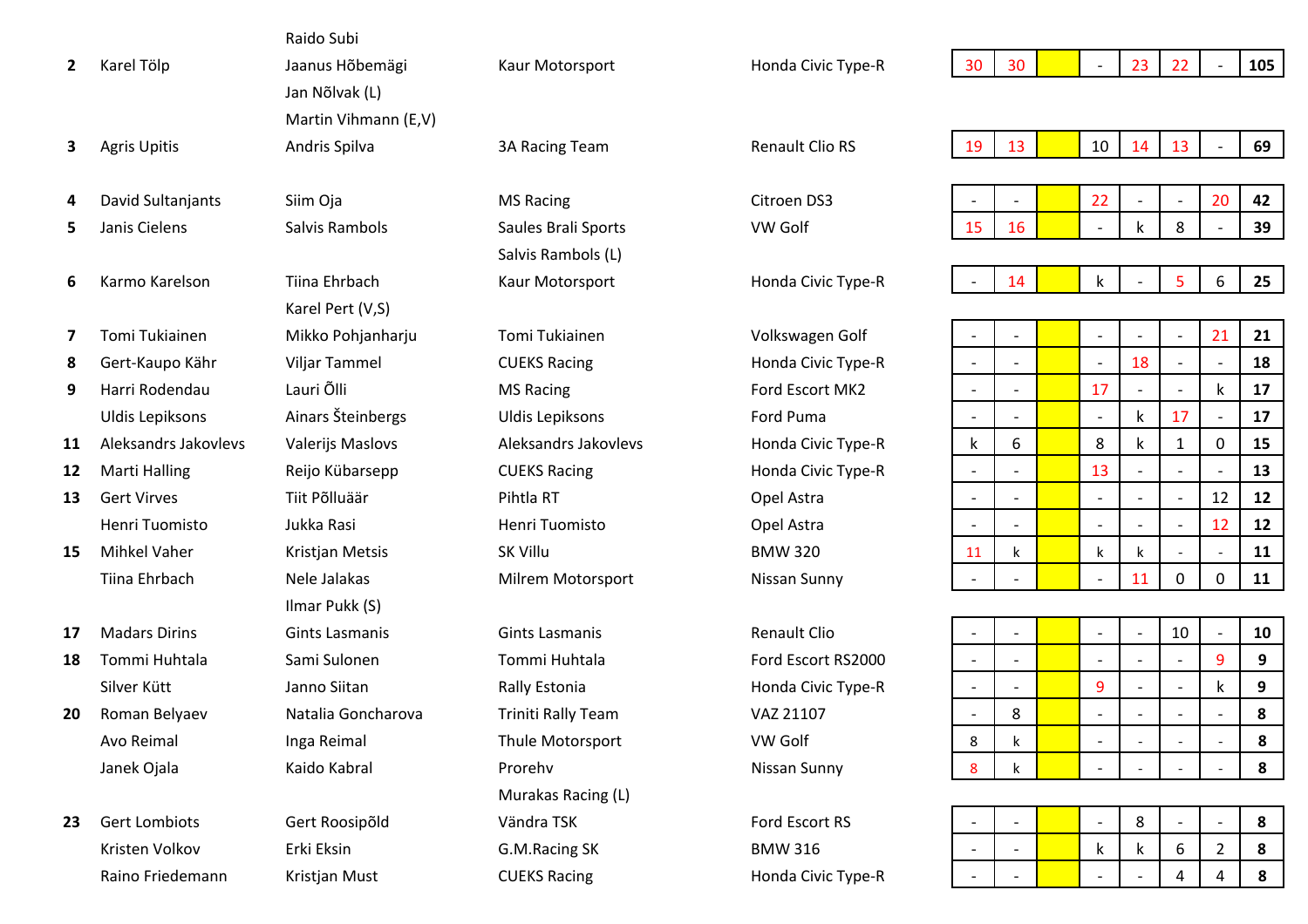| Pos | Driver | Co-driver | Team | Car | | | | | | | | Total |
|---|---|---|---|---|---|---|---|---|---|---|---|---|
| 2 | Karel Tölp | Raido Subi<br>Jaanus Hõbemägi<br>Jan Nõlvak (L)<br>Martin Vihmann (E,V) | Kaur Motorsport | Honda Civic Type-R | 30 | 30 | | - | 23 | 22 | - | 105 |
| 3 | Agris Upitis | Andris Spilva | 3A Racing Team | Renault Clio RS | 19 | 13 | | 10 | 14 | 13 | - | 69 |
| 4 | David Sultanjants | Siim Oja | MS Racing | Citroen DS3 | - | - | | 22 | - | - | 20 | 42 |
| 5 | Janis Cielens | Salvis Rambols | Saules Brali Sports<br>Salvis Rambols (L) | VW Golf | 15 | 16 | | - | k | 8 | - | 39 |
| 6 | Karmo Karelson | Tiina Ehrbach<br>Karel Pert (V,S) | Kaur Motorsport | Honda Civic Type-R | - | 14 | | k | - | 5 | 6 | 25 |
| 7 | Tomi Tukiainen | Mikko Pohjanharju | Tomi Tukiainen | Volkswagen Golf | - | - | | - | - | - | 21 | 21 |
| 8 | Gert-Kaupo Kähr | Viljar Tammel | CUEKS Racing | Honda Civic Type-R | - | - | | - | 18 | - | - | 18 |
| 9 | Harri Rodendau | Lauri Õlli | MS Racing | Ford Escort MK2 | - | - | | 17 | - | - | k | 17 |
| | Uldis Lepiksons | Ainars Šteinbergs | Uldis Lepiksons | Ford Puma | - | - | | - | k | 17 | - | 17 |
| 11 | Aleksandrs Jakovlevs | Valerijs Maslovs | Aleksandrs Jakovlevs | Honda Civic Type-R | k | 6 | | 8 | k | 1 | 0 | 15 |
| 12 | Marti Halling | Reijo Kübarsepp | CUEKS Racing | Honda Civic Type-R | - | - | | 13 | - | - | - | 13 |
| 13 | Gert Virves | Tiit Põlluäär | Pihtla RT | Opel Astra | - | - | | - | - | - | 12 | 12 |
| | Henri Tuomisto | Jukka Rasi | Henri Tuomisto | Opel Astra | - | - | | - | - | - | 12 | 12 |
| 15 | Mihkel Vaher | Kristjan Metsis | SK Villu | BMW 320 | 11 | k | | k | k | - | - | 11 |
| | Tiina Ehrbach | Nele Jalakas<br>Ilmar Pukk (S) | Milrem Motorsport | Nissan Sunny | - | - | | - | 11 | 0 | 0 | 11 |
| 17 | Madars Dirins | Gints Lasmanis | Gints Lasmanis | Renault Clio | - | - | | - | - | 10 | - | 10 |
| 18 | Tommi Huhtala | Sami Sulonen | Tommi Huhtala | Ford Escort RS2000 | - | - | | - | - | - | 9 | 9 |
| | Silver Kütt | Janno Siitan | Rally Estonia | Honda Civic Type-R | - | - | | 9 | - | - | k | 9 |
| 20 | Roman Belyaev | Natalia Goncharova | Triniti Rally Team | VAZ 21107 | - | 8 | | - | - | - | - | 8 |
| | Avo Reimal | Inga Reimal | Thule Motorsport | VW Golf | 8 | k | | - | - | - | - | 8 |
| | Janek Ojala | Kaido Kabral | Prorehv<br>Murakas Racing (L) | Nissan Sunny | 8 | k | | - | - | - | - | 8 |
| 23 | Gert Lombiots | Gert Roosipõld | Vändra TSK | Ford Escort RS | - | - | | - | 8 | - | - | 8 |
| | Kristen Volkov | Erki Eksin | G.M.Racing SK | BMW 316 | - | - | | k | k | 6 | 2 | 8 |
| | Raino Friedemann | Kristjan Must | CUEKS Racing | Honda Civic Type-R | - | - | | - | - | 4 | 4 | 8 |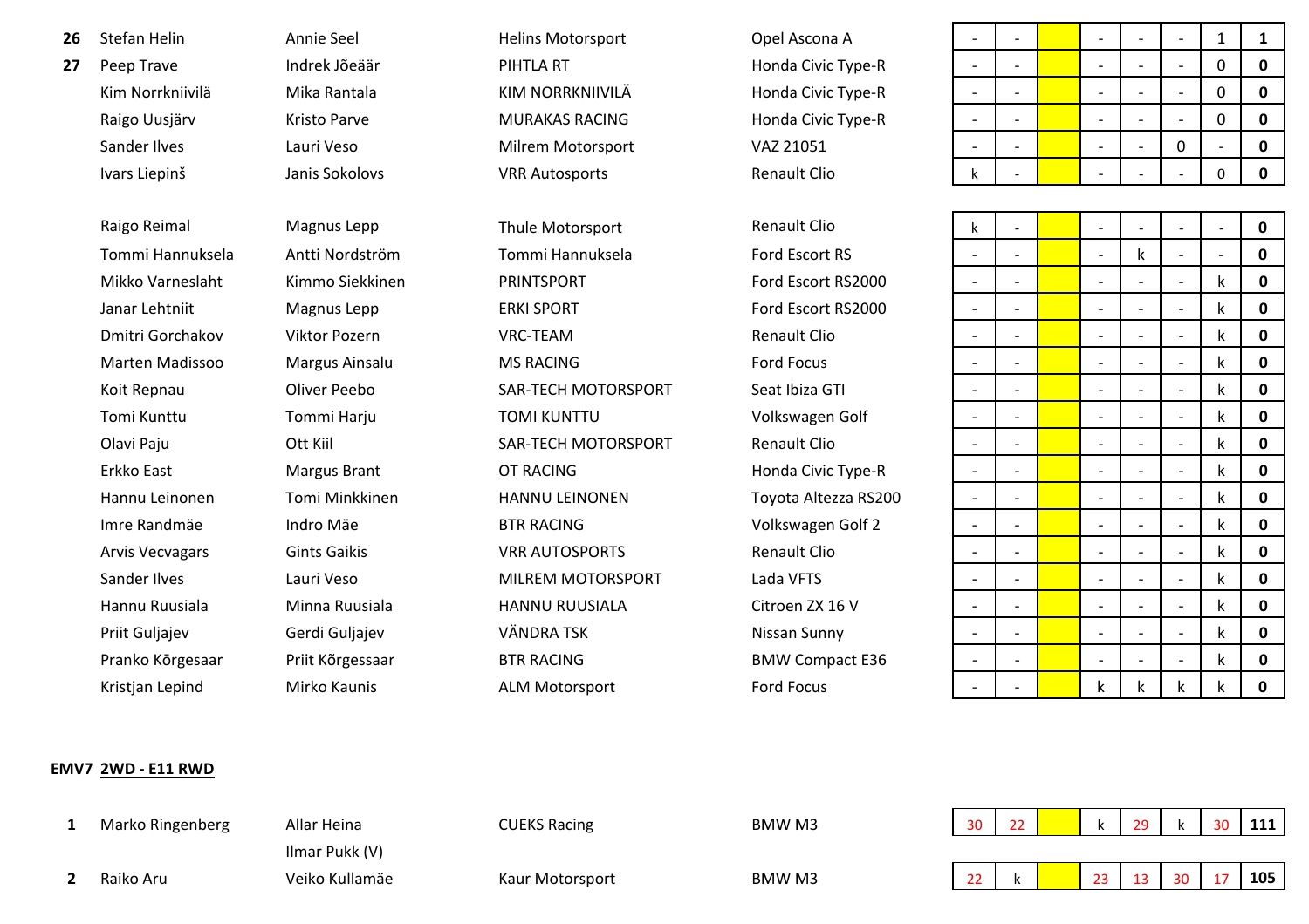| Pos | Driver | Co-driver | Team | Car | | | | | | | | | Total |
|---|---|---|---|---|---|---|---|---|---|---|---|---|---|
| **26** | Stefan Helin | Annie Seel | Helins Motorsport | Opel Ascona A | - | - | | - | - | - | 1 | **1** |
| **27** | Peep Trave | Indrek Jõeäär | PIHTLA RT | Honda Civic Type-R | - | - | | - | - | - | 0 | **0** |
| | Kim Norrkniivilä | Mika Rantala | KIM NORRKNIIVILÄ | Honda Civic Type-R | - | - | | - | - | - | 0 | **0** |
| | Raigo Uusjärv | Kristo Parve | MURAKAS RACING | Honda Civic Type-R | - | - | | - | - | - | 0 | **0** |
| | Sander Ilves | Lauri Veso | Milrem Motorsport | VAZ 21051 | - | - | | - | - | 0 | - | **0** |
| | Ivars Liepinš | Janis Sokolovs | VRR Autosports | Renault Clio | k | - | | - | - | - | 0 | **0** |
| | Raigo Reimal | Magnus Lepp | Thule Motorsport | Renault Clio | k | - | | - | - | - | - | **0** |
| | Tommi Hannuksela | Antti Nordström | Tommi Hannuksela | Ford Escort RS | - | - | | - | k | - | - | **0** |
| | Mikko Varneslaht | Kimmo Siekkinen | PRINTSPORT | Ford Escort RS2000 | - | - | | - | - | - | k | **0** |
| | Janar Lehtniit | Magnus Lepp | ERKI SPORT | Ford Escort RS2000 | - | - | | - | - | - | k | **0** |
| | Dmitri Gorchakov | Viktor Pozern | VRC-TEAM | Renault Clio | - | - | | - | - | - | k | **0** |
| | Marten Madissoo | Margus Ainsalu | MS RACING | Ford Focus | - | - | | - | - | - | k | **0** |
| | Koit Repnau | Oliver Peebo | SAR-TECH MOTORSPORT | Seat Ibiza GTI | - | - | | - | - | - | k | **0** |
| | Tomi Kunttu | Tommi Harju | TOMI KUNTTU | Volkswagen Golf | - | - | | - | - | - | k | **0** |
| | Olavi Paju | Ott Kiil | SAR-TECH MOTORSPORT | Renault Clio | - | - | | - | - | - | k | **0** |
| | Erkko East | Margus Brant | OT RACING | Honda Civic Type-R | - | - | | - | - | - | k | **0** |
| | Hannu Leinonen | Tomi Minkkinen | HANNU LEINONEN | Toyota Altezza RS200 | - | - | | - | - | - | k | **0** |
| | Imre Randmäe | Indro Mäe | BTR RACING | Volkswagen Golf 2 | - | - | | - | - | - | k | **0** |
| | Arvis Vecvagars | Gints Gaikis | VRR AUTOSPORTS | Renault Clio | - | - | | - | - | - | k | **0** |
| | Sander Ilves | Lauri Veso | MILREM MOTORSPORT | Lada VFTS | - | - | | - | - | - | k | **0** |
| | Hannu Ruusiala | Minna Ruusiala | HANNU RUUSIALA | Citroen ZX 16 V | - | - | | - | - | - | k | **0** |
| | Priit Guljajev | Gerdi Guljajev | VÄNDRA TSK | Nissan Sunny | - | - | | - | - | - | k | **0** |
| | Pranko Kõrgesaar | Priit Kõrgessaar | BTR RACING | BMW Compact E36 | - | - | | - | - | - | k | **0** |
| | Kristjan Lepind | Mirko Kaunis | ALM Motorsport | Ford Focus | - | - | | k | k | k | k | **0** |

**EMV7** **2WD - E11 RWD**

| Pos | Driver | Co-driver | Team | Car | | | | | | | | Total |
|---|---|---|---|---|---|---|---|---|---|---|---|---|
| **1** | Marko Ringenberg | Allar Heina<br>Ilmar Pukk (V) | CUEKS Racing | BMW M3 | 30 | 22 | | k | 29 | k | 30 | **111** |
| **2** | Raiko Aru | Veiko Kullamäe | Kaur Motorsport | BMW M3 | 22 | k | | 23 | 13 | 30 | 17 | **105** |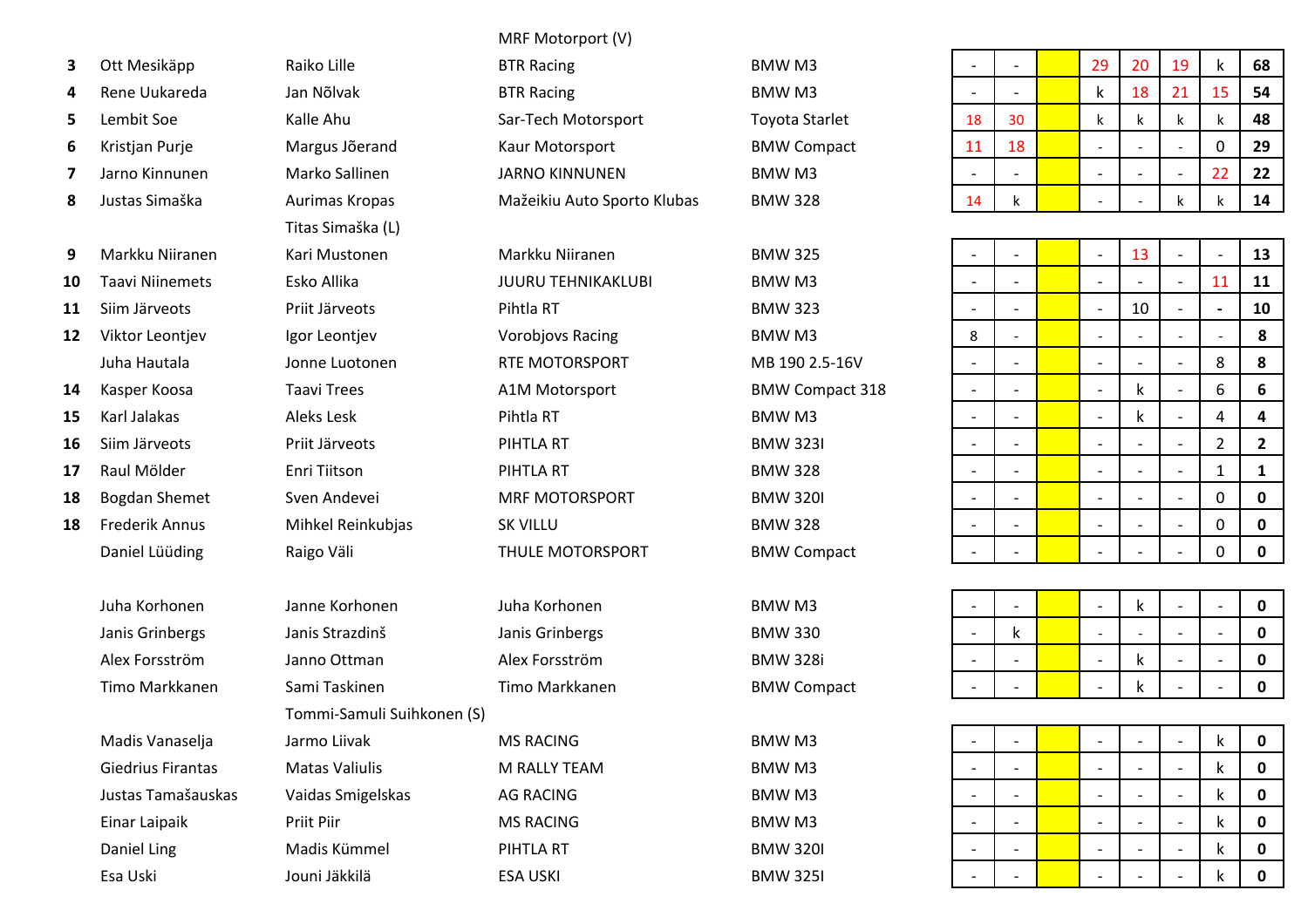| Pos | Driver | Co-driver | Team | Car | | | | | | | | | Total |
|---|---|---|---|---|---|---|---|---|---|---|---|---|---|
| | | | MRF Motorport (V) | | | | | | | | | | |
| 3 | Ott Mesikäpp | Raiko Lille | BTR Racing | BMW M3 | - | - | | 29 | 20 | 19 | k | | 68 |
| 4 | Rene Uukareda | Jan Nõlvak | BTR Racing | BMW M3 | - | - | | k | 18 | 21 | 15 | | 54 |
| 5 | Lembit Soe | Kalle Ahu | Sar-Tech Motorsport | Toyota Starlet | 18 | 30 | | k | k | k | k | | 48 |
| 6 | Kristjan Purje | Margus Jõerand | Kaur Motorsport | BMW Compact | 11 | 18 | | - | - | - | 0 | | 29 |
| 7 | Jarno Kinnunen | Marko Sallinen | JARNO KINNUNEN | BMW M3 | - | - | | - | - | - | 22 | | 22 |
| 8 | Justas Simaška | Aurimas Kropas | Mažeikiu Auto Sporto Klubas | BMW 328 | 14 | k | | - | - | k | k | | 14 |
| | | Titas Simaška (L) | | | | | | | | | | | |
| 9 | Markku Niiranen | Kari Mustonen | Markku Niiranen | BMW 325 | - | - | | - | 13 | - | - | | 13 |
| 10 | Taavi Niinemets | Esko Allika | JUURU TEHNIKAKLUBI | BMW M3 | - | - | | - | - | - | 11 | | 11 |
| 11 | Siim Järveots | Priit Järveots | Pihtla RT | BMW 323 | - | - | | - | 10 | - | - | | 10 |
| 12 | Viktor Leontjev | Igor Leontjev | Vorobjovs Racing | BMW M3 | 8 | - | | - | - | - | - | | 8 |
| | Juha Hautala | Jonne Luotonen | RTE MOTORSPORT | MB 190 2.5-16V | - | - | | - | - | - | 8 | | 8 |
| 14 | Kasper Koosa | Taavi Trees | A1M Motorsport | BMW Compact 318 | - | - | | - | k | - | 6 | | 6 |
| 15 | Karl Jalakas | Aleks Lesk | Pihtla RT | BMW M3 | - | - | | - | k | - | 4 | | 4 |
| 16 | Siim Järveots | Priit Järveots | PIHTLA RT | BMW 323I | - | - | | - | - | - | 2 | | 2 |
| 17 | Raul Mölder | Enri Tiitson | PIHTLA RT | BMW 328 | - | - | | - | - | - | 1 | | 1 |
| 18 | Bogdan Shemet | Sven Andevei | MRF MOTORSPORT | BMW 320I | - | - | | - | - | - | 0 | | 0 |
| 18 | Frederik Annus | Mihkel Reinkubjas | SK VILLU | BMW 328 | - | - | | - | - | - | 0 | | 0 |
| | Daniel Lüüding | Raigo Väli | THULE MOTORSPORT | BMW Compact | - | - | | - | - | - | 0 | | 0 |
| | Juha Korhonen | Janne Korhonen | Juha Korhonen | BMW M3 | - | - | | - | k | - | - | | 0 |
| | Janis Grinbergs | Janis Strazdinš | Janis Grinbergs | BMW 330 | - | k | | - | - | - | - | | 0 |
| | Alex Forsström | Janno Ottman | Alex Forsström | BMW 328i | - | - | | - | k | - | - | | 0 |
| | Timo Markkanen | Sami Taskinen | Timo Markkanen | BMW Compact | - | - | | - | k | - | - | | 0 |
| | | Tommi-Samuli Suihkonen (S) | | | | | | | | | | | |
| | Madis Vanaselja | Jarmo Liivak | MS RACING | BMW M3 | - | - | | - | - | - | k | | 0 |
| | Giedrius Firantas | Matas Valiulis | M RALLY TEAM | BMW M3 | - | - | | - | - | - | k | | 0 |
| | Justas Tamašauskas | Vaidas Smigelskas | AG RACING | BMW M3 | - | - | | - | - | - | k | | 0 |
| | Einar Laipaik | Priit Piir | MS RACING | BMW M3 | - | - | | - | - | - | k | | 0 |
| | Daniel Ling | Madis Kümmel | PIHTLA RT | BMW 320I | - | - | | - | - | - | k | | 0 |
| | Esa Uski | Jouni Jäkkilä | ESA USKI | BMW 325I | - | - | | - | - | - | k | | 0 |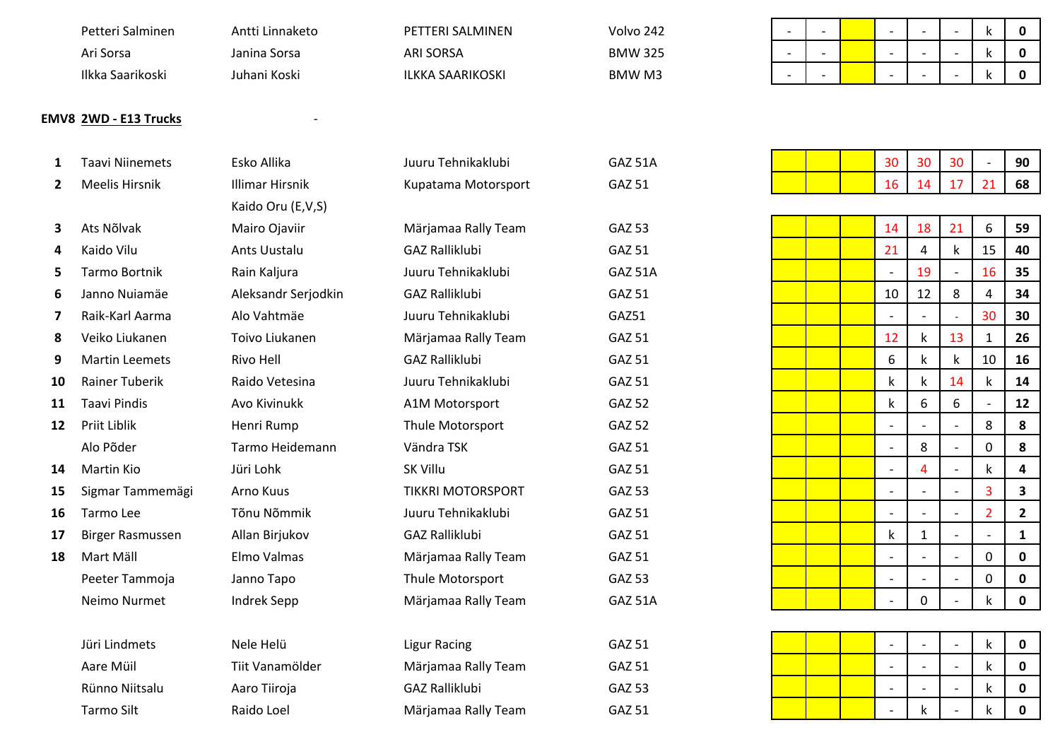| | Driver | Co-driver | Team | Car | | | | | | | | Total |
|---|---|---|---|---|---|---|---|---|---|---|---|---|
| | Petteri Salminen | Antti Linnaketo | PETTERI SALMINEN | Volvo 242 | - | - | | - | - | - | k | **0** |
| | Ari Sorsa | Janina Sorsa | ARI SORSA | BMW 325 | - | - | | - | - | - | k | **0** |
| | Ilkka Saarikoski | Juhani Koski | ILKKA SAARIKOSKI | BMW M3 | - | - | | - | - | - | k | **0** |

**EMV8 2WD - E13 Trucks** -

| | Driver | Co-driver | Team | Car | | | | | | | | Total |
|---|---|---|---|---|---|---|---|---|---|---|---|---|
| **1** | Taavi Niinemets | Esko Allika | Juuru Tehnikaklubi | GAZ 51A | | | | 30 | 30 | 30 | - | **90** |
| **2** | Meelis Hirsnik | Illimar Hirsnik<br>Kaido Oru (E,V,S) | Kupatama Motorsport | GAZ 51 | | | | 16 | 14 | 17 | 21 | **68** |
| **3** | Ats Nõlvak | Mairo Ojaviir | Märjamaa Rally Team | GAZ 53 | | | | 14 | 18 | 21 | 6 | **59** |
| **4** | Kaido Vilu | Ants Uustalu | GAZ Ralliklubi | GAZ 51 | | | | 21 | 4 | k | 15 | **40** |
| **5** | Tarmo Bortnik | Rain Kaljura | Juuru Tehnikaklubi | GAZ 51A | | | | - | 19 | - | 16 | **35** |
| **6** | Janno Nuiamäe | Aleksandr Serjodkin | GAZ Ralliklubi | GAZ 51 | | | | 10 | 12 | 8 | 4 | **34** |
| **7** | Raik-Karl Aarma | Alo Vahtmäe | Juuru Tehnikaklubi | GAZ51 | | | | - | - | - | 30 | **30** |
| **8** | Veiko Liukanen | Toivo Liukanen | Märjamaa Rally Team | GAZ 51 | | | | 12 | k | 13 | 1 | **26** |
| **9** | Martin Leemets | Rivo Hell | GAZ Ralliklubi | GAZ 51 | | | | 6 | k | k | 10 | **16** |
| **10** | Rainer Tuberik | Raido Vetesina | Juuru Tehnikaklubi | GAZ 51 | | | | k | k | 14 | k | **14** |
| **11** | Taavi Pindis | Avo Kivinukk | A1M Motorsport | GAZ 52 | | | | k | 6 | 6 | - | **12** |
| **12** | Priit Liblik | Henri Rump | Thule Motorsport | GAZ 52 | | | | - | - | - | 8 | **8** |
| | Alo Põder | Tarmo Heidemann | Vändra TSK | GAZ 51 | | | | - | 8 | - | 0 | **8** |
| **14** | Martin Kio | Jüri Lohk | SK Villu | GAZ 51 | | | | - | 4 | - | k | **4** |
| **15** | Sigmar Tammemägi | Arno Kuus | TIKKRI MOTORSPORT | GAZ 53 | | | | - | - | - | 3 | **3** |
| **16** | Tarmo Lee | Tõnu Nõmmik | Juuru Tehnikaklubi | GAZ 51 | | | | - | - | - | 2 | **2** |
| **17** | Birger Rasmussen | Allan Birjukov | GAZ Ralliklubi | GAZ 51 | | | | k | 1 | - | - | **1** |
| **18** | Mart Mäll | Elmo Valmas | Märjamaa Rally Team | GAZ 51 | | | | - | - | - | 0 | **0** |
| | Peeter Tammoja | Janno Tapo | Thule Motorsport | GAZ 53 | | | | - | - | - | 0 | **0** |
| | Neimo Nurmet | Indrek Sepp | Märjamaa Rally Team | GAZ 51A | | | | - | 0 | - | k | **0** |

| | Driver | Co-driver | Team | Car | | | | | | | | Total |
|---|---|---|---|---|---|---|---|---|---|---|---|---|
| | Jüri Lindmets | Nele Helü | Ligur Racing | GAZ 51 | | | | - | - | - | k | **0** |
| | Aare Müil | Tiit Vanamölder | Märjamaa Rally Team | GAZ 51 | | | | - | - | - | k | **0** |
| | Rünno Niitsalu | Aaro Tiiroja | GAZ Ralliklubi | GAZ 53 | | | | - | - | - | k | **0** |
| | Tarmo Silt | Raido Loel | Märjamaa Rally Team | GAZ 51 | | | | - | k | - | k | **0** |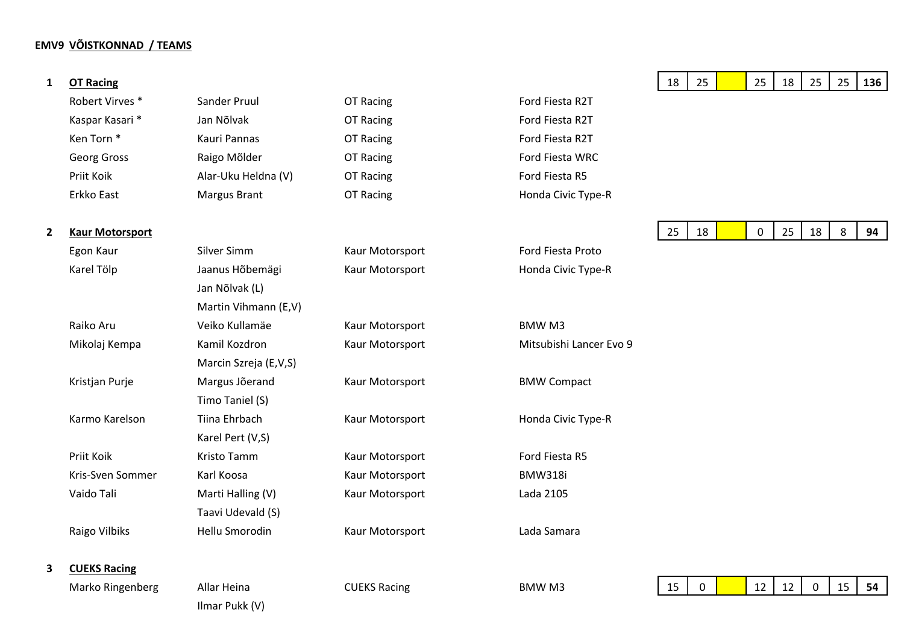**EMV9 VÕISTKONNAD / TEAMS**

### 1 OT Racing

| | | | | | | | | |
|---|---|---|---|---|---|---|---|---|
| 18 | 25 | | 25 | 18 | 25 | 25 | **136** |

| Driver | Co-driver | Team | Car |
|---|---|---|---|
| Robert Virves * | Sander Pruul | OT Racing | Ford Fiesta R2T |
| Kaspar Kasari * | Jan Nõlvak | OT Racing | Ford Fiesta R2T |
| Ken Torn * | Kauri Pannas | OT Racing | Ford Fiesta R2T |
| Georg Gross | Raigo Mõlder | OT Racing | Ford Fiesta WRC |
| Priit Koik | Alar-Uku Heldna (V) | OT Racing | Ford Fiesta R5 |
| Erkko East | Margus Brant | OT Racing | Honda Civic Type-R |

### 2 Kaur Motorsport

| | | | | | | | | |
|---|---|---|---|---|---|---|---|---|
| 25 | 18 | | 0 | 25 | 18 | 8 | **94** |

| Driver | Co-driver | Team | Car |
|---|---|---|---|
| Egon Kaur | Silver Simm | Kaur Motorsport | Ford Fiesta Proto |
| Karel Tölp | Jaanus Hõbemägi | Kaur Motorsport | Honda Civic Type-R |
| | Jan Nõlvak (L) | | |
| | Martin Vihmann (E,V) | | |
| Raiko Aru | Veiko Kullamäe | Kaur Motorsport | BMW M3 |
| Mikolaj Kempa | Kamil Kozdron | Kaur Motorsport | Mitsubishi Lancer Evo 9 |
| | Marcin Szreja (E,V,S) | | |
| Kristjan Purje | Margus Jõerand | Kaur Motorsport | BMW Compact |
| | Timo Taniel (S) | | |
| Karmo Karelson | Tiina Ehrbach | Kaur Motorsport | Honda Civic Type-R |
| | Karel Pert (V,S) | | |
| Priit Koik | Kristo Tamm | Kaur Motorsport | Ford Fiesta R5 |
| Kris-Sven Sommer | Karl Koosa | Kaur Motorsport | BMW318i |
| Vaido Tali | Marti Halling (V) | Kaur Motorsport | Lada 2105 |
| | Taavi Udevald (S) | | |
| Raigo Vilbiks | Hellu Smorodin | Kaur Motorsport | Lada Samara |

### 3 CUEKS Racing

| | | | | | | | | |
|---|---|---|---|---|---|---|---|---|
| 15 | 0 | | 12 | 12 | 0 | 15 | **54** |

| Driver | Co-driver | Team | Car |
|---|---|---|---|
| Marko Ringenberg | Allar Heina | CUEKS Racing | BMW M3 |
| | Ilmar Pukk (V) | | |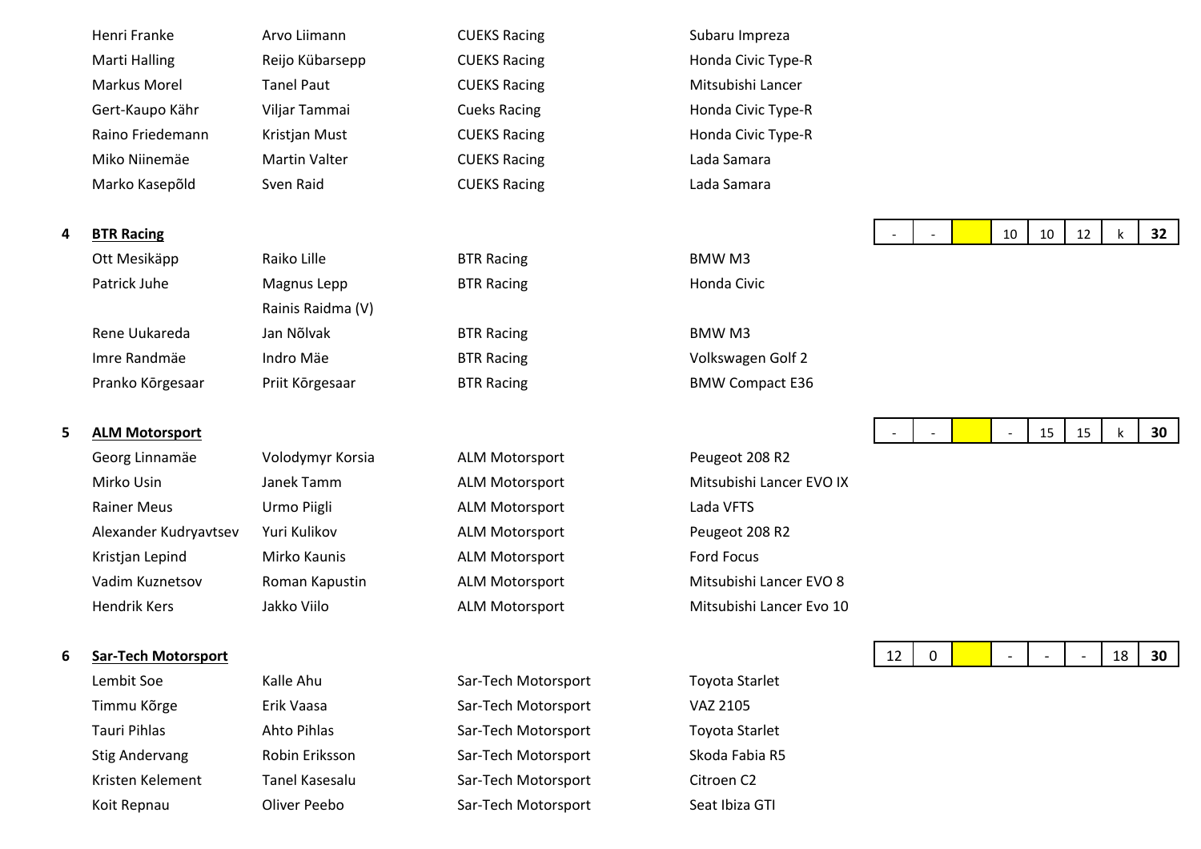| | | | | | | | | | | | | |
|---|---|---|---|---|---|---|---|---|---|---|---|---|
| | Henri Franke | Arvo Liimann | CUEKS Racing | Subaru Impreza | | | | | | | | |
| | Marti Halling | Reijo Kübarsepp | CUEKS Racing | Honda Civic Type-R | | | | | | | | |
| | Markus Morel | Tanel Paut | CUEKS Racing | Mitsubishi Lancer | | | | | | | | |
| | Gert-Kaupo Kähr | Viljar Tammai | Cueks Racing | Honda Civic Type-R | | | | | | | | |
| | Raino Friedemann | Kristjan Must | CUEKS Racing | Honda Civic Type-R | | | | | | | | |
| | Miko Niinemäe | Martin Valter | CUEKS Racing | Lada Samara | | | | | | | | |
| | Marko Kasepõld | Sven Raid | CUEKS Racing | Lada Samara | | | | | | | | |
| **4** | **BTR Racing** | | | | - | - | | 10 | 10 | 12 | k | **32** |
| | Ott Mesikäpp | Raiko Lille | BTR Racing | BMW M3 | | | | | | | | |
| | Patrick Juhe | Magnus Lepp | BTR Racing | Honda Civic | | | | | | | | |
| | | Rainis Raidma (V) | | | | | | | | | | |
| | Rene Uukareda | Jan Nõlvak | BTR Racing | BMW M3 | | | | | | | | |
| | Imre Randmäe | Indro Mäe | BTR Racing | Volkswagen Golf 2 | | | | | | | | |
| | Pranko Kõrgesaar | Priit Kõrgesaar | BTR Racing | BMW Compact E36 | | | | | | | | |
| **5** | **ALM Motorsport** | | | | - | - | | - | 15 | 15 | k | **30** |
| | Georg Linnamäe | Volodymyr Korsia | ALM Motorsport | Peugeot 208 R2 | | | | | | | | |
| | Mirko Usin | Janek Tamm | ALM Motorsport | Mitsubishi Lancer EVO IX | | | | | | | | |
| | Rainer Meus | Urmo Piigli | ALM Motorsport | Lada VFTS | | | | | | | | |
| | Alexander Kudryavtsev | Yuri Kulikov | ALM Motorsport | Peugeot 208 R2 | | | | | | | | |
| | Kristjan Lepind | Mirko Kaunis | ALM Motorsport | Ford Focus | | | | | | | | |
| | Vadim Kuznetsov | Roman Kapustin | ALM Motorsport | Mitsubishi Lancer EVO 8 | | | | | | | | |
| | Hendrik Kers | Jakko Viilo | ALM Motorsport | Mitsubishi Lancer Evo 10 | | | | | | | | |
| **6** | **Sar-Tech Motorsport** | | | | 12 | 0 | | - | - | - | 18 | **30** |
| | Lembit Soe | Kalle Ahu | Sar-Tech Motorsport | Toyota Starlet | | | | | | | | |
| | Timmu Kõrge | Erik Vaasa | Sar-Tech Motorsport | VAZ 2105 | | | | | | | | |
| | Tauri Pihlas | Ahto Pihlas | Sar-Tech Motorsport | Toyota Starlet | | | | | | | | |
| | Stig Andervang | Robin Eriksson | Sar-Tech Motorsport | Skoda Fabia R5 | | | | | | | | |
| | Kristen Kelement | Tanel Kasesalu | Sar-Tech Motorsport | Citroen C2 | | | | | | | | |
| | Koit Repnau | Oliver Peebo | Sar-Tech Motorsport | Seat Ibiza GTI | | | | | | | | |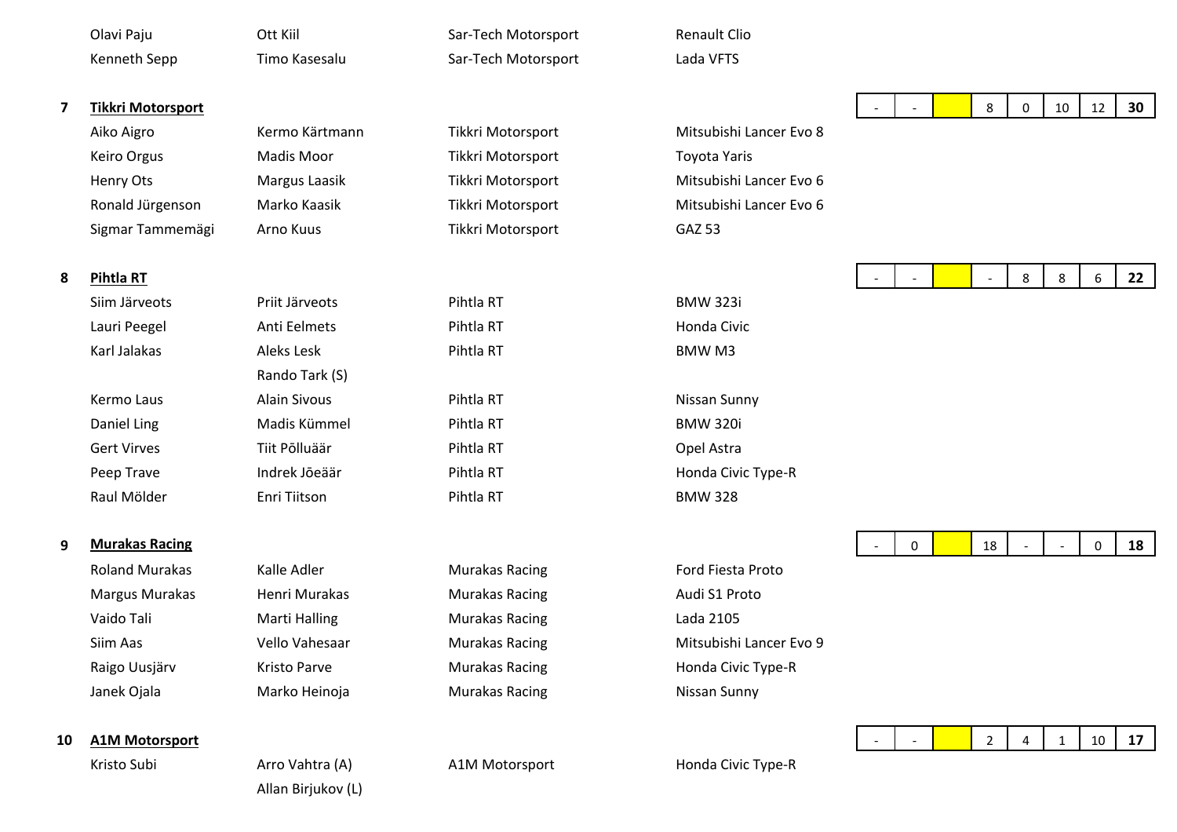| | Driver | Co-driver | Team | Car |
|---|---|---|---|---|
| | Olavi Paju | Ott Kiil | Sar-Tech Motorsport | Renault Clio |
| | Kenneth Sepp | Timo Kasesalu | Sar-Tech Motorsport | Lada VFTS |

**7** **Tikkri Motorsport**

| - | - | | 8 | 0 | 10 | 12 | **30** |
|---|---|---|---|---|---|---|---|

| Driver | Co-driver | Team | Car |
|---|---|---|---|
| Aiko Aigro | Kermo Kärtmann | Tikkri Motorsport | Mitsubishi Lancer Evo 8 |
| Keiro Orgus | Madis Moor | Tikkri Motorsport | Toyota Yaris |
| Henry Ots | Margus Laasik | Tikkri Motorsport | Mitsubishi Lancer Evo 6 |
| Ronald Jürgenson | Marko Kaasik | Tikkri Motorsport | Mitsubishi Lancer Evo 6 |
| Sigmar Tammemägi | Arno Kuus | Tikkri Motorsport | GAZ 53 |

**8** **Pihtla RT**

| - | - | | - | 8 | 8 | 6 | **22** |
|---|---|---|---|---|---|---|---|

| Driver | Co-driver | Team | Car |
|---|---|---|---|
| Siim Järveots | Priit Järveots | Pihtla RT | BMW 323i |
| Lauri Peegel | Anti Eelmets | Pihtla RT | Honda Civic |
| Karl Jalakas | Aleks Lesk | Pihtla RT | BMW M3 |
| | Rando Tark (S) | | |
| Kermo Laus | Alain Sivous | Pihtla RT | Nissan Sunny |
| Daniel Ling | Madis Kümmel | Pihtla RT | BMW 320i |
| Gert Virves | Tiit Põlluäär | Pihtla RT | Opel Astra |
| Peep Trave | Indrek Jõeäär | Pihtla RT | Honda Civic Type-R |
| Raul Mölder | Enri Tiitson | Pihtla RT | BMW 328 |

**9** **Murakas Racing**

| - | 0 | | 18 | - | - | 0 | **18** |
|---|---|---|---|---|---|---|---|

| Driver | Co-driver | Team | Car |
|---|---|---|---|
| Roland Murakas | Kalle Adler | Murakas Racing | Ford Fiesta Proto |
| Margus Murakas | Henri Murakas | Murakas Racing | Audi S1 Proto |
| Vaido Tali | Marti Halling | Murakas Racing | Lada 2105 |
| Siim Aas | Vello Vahesaar | Murakas Racing | Mitsubishi Lancer Evo 9 |
| Raigo Uusjärv | Kristo Parve | Murakas Racing | Honda Civic Type-R |
| Janek Ojala | Marko Heinoja | Murakas Racing | Nissan Sunny |

**10** **A1M Motorsport**

| - | - | | 2 | 4 | 1 | 10 | **17** |
|---|---|---|---|---|---|---|---|

| Driver | Co-driver | Team | Car |
|---|---|---|---|
| Kristo Subi | Arro Vahtra (A) | A1M Motorsport | Honda Civic Type-R |
| | Allan Birjukov (L) | | |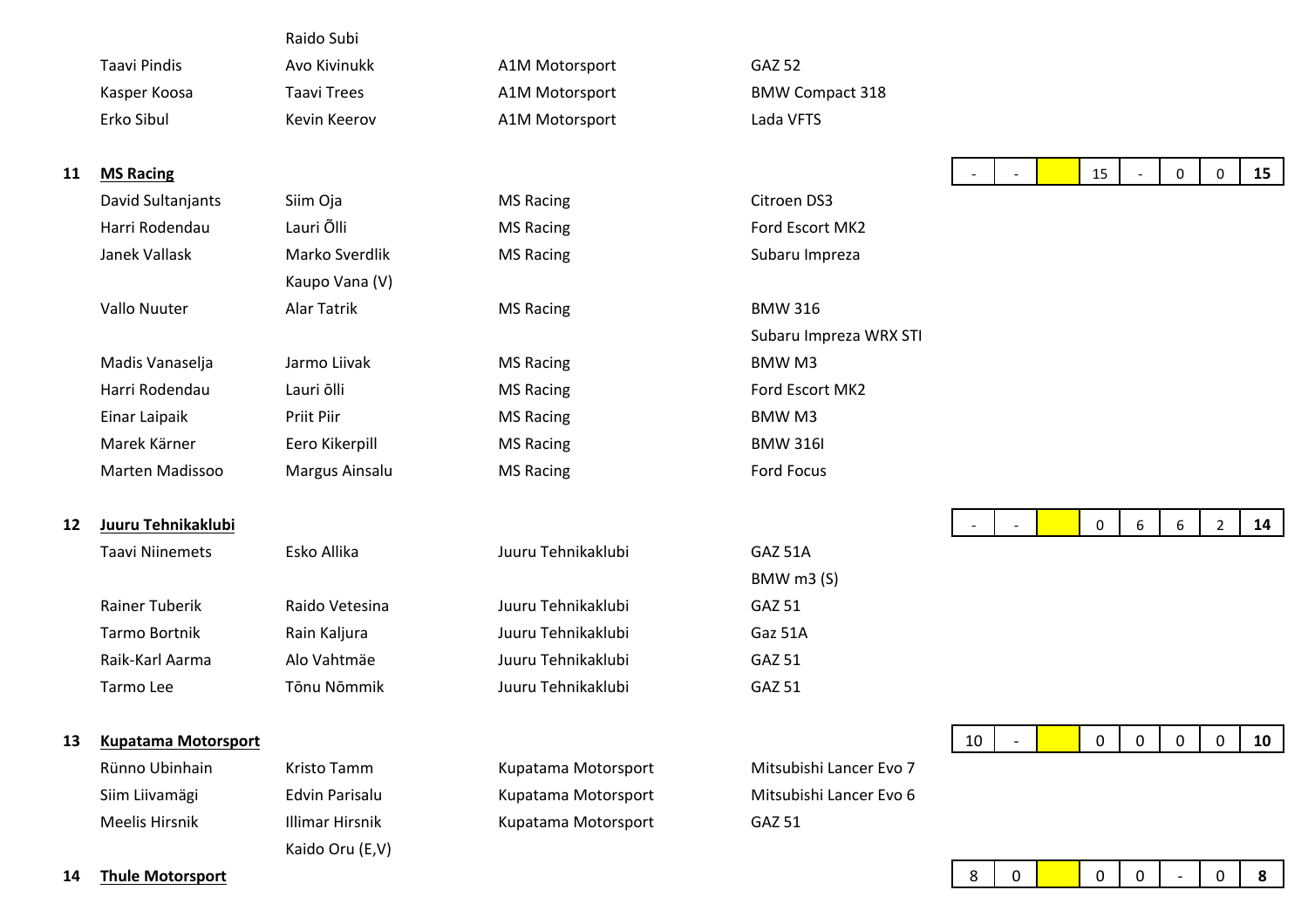| | Driver | Co-driver | Team | Car | | | | | | | | |
|---|---|---|---|---|---|---|---|---|---|---|---|---|
| | | Raido Subi | | | | | | | | | | |
| | Taavi Pindis | Avo Kivinukk | A1M Motorsport | GAZ 52 | | | | | | | | |
| | Kasper Koosa | Taavi Trees | A1M Motorsport | BMW Compact 318 | | | | | | | | |
| | Erko Sibul | Kevin Keerov | A1M Motorsport | Lada VFTS | | | | | | | | |
| **11** | **MS Racing** | | | | - | - | | 15 | - | 0 | 0 | **15** |
| | David Sultanjants | Siim Oja | MS Racing | Citroen DS3 | | | | | | | | |
| | Harri Rodendau | Lauri Õlli | MS Racing | Ford Escort MK2 | | | | | | | | |
| | Janek Vallask | Marko Sverdlik | MS Racing | Subaru Impreza | | | | | | | | |
| | | Kaupo Vana (V) | | | | | | | | | | |
| | Vallo Nuuter | Alar Tatrik | MS Racing | BMW 316 | | | | | | | | |
| | | | | Subaru Impreza WRX STI | | | | | | | | |
| | Madis Vanaselja | Jarmo Liivak | MS Racing | BMW M3 | | | | | | | | |
| | Harri Rodendau | Lauri õlli | MS Racing | Ford Escort MK2 | | | | | | | | |
| | Einar Laipaik | Priit Piir | MS Racing | BMW M3 | | | | | | | | |
| | Marek Kärner | Eero Kikerpill | MS Racing | BMW 316I | | | | | | | | |
| | Marten Madissoo | Margus Ainsalu | MS Racing | Ford Focus | | | | | | | | |
| **12** | **Juuru Tehnikaklubi** | | | | - | - | | 0 | 6 | 6 | 2 | **14** |
| | Taavi Niinemets | Esko Allika | Juuru Tehnikaklubi | GAZ 51A | | | | | | | | |
| | | | | BMW m3 (S) | | | | | | | | |
| | Rainer Tuberik | Raido Vetesina | Juuru Tehnikaklubi | GAZ 51 | | | | | | | | |
| | Tarmo Bortnik | Rain Kaljura | Juuru Tehnikaklubi | Gaz 51A | | | | | | | | |
| | Raik-Karl Aarma | Alo Vahtmäe | Juuru Tehnikaklubi | GAZ 51 | | | | | | | | |
| | Tarmo Lee | Tõnu Nõmmik | Juuru Tehnikaklubi | GAZ 51 | | | | | | | | |
| **13** | **Kupatama Motorsport** | | | | 10 | - | | 0 | 0 | 0 | 0 | **10** |
| | Rünno Ubinhain | Kristo Tamm | Kupatama Motorsport | Mitsubishi Lancer Evo 7 | | | | | | | | |
| | Siim Liivamägi | Edvin Parisalu | Kupatama Motorsport | Mitsubishi Lancer Evo 6 | | | | | | | | |
| | Meelis Hirsnik | Illimar Hirsnik | Kupatama Motorsport | GAZ 51 | | | | | | | | |
| | | Kaido Oru (E,V) | | | | | | | | | | |
| **14** | **Thule Motorsport** | | | | 8 | 0 | | 0 | 0 | - | 0 | **8** |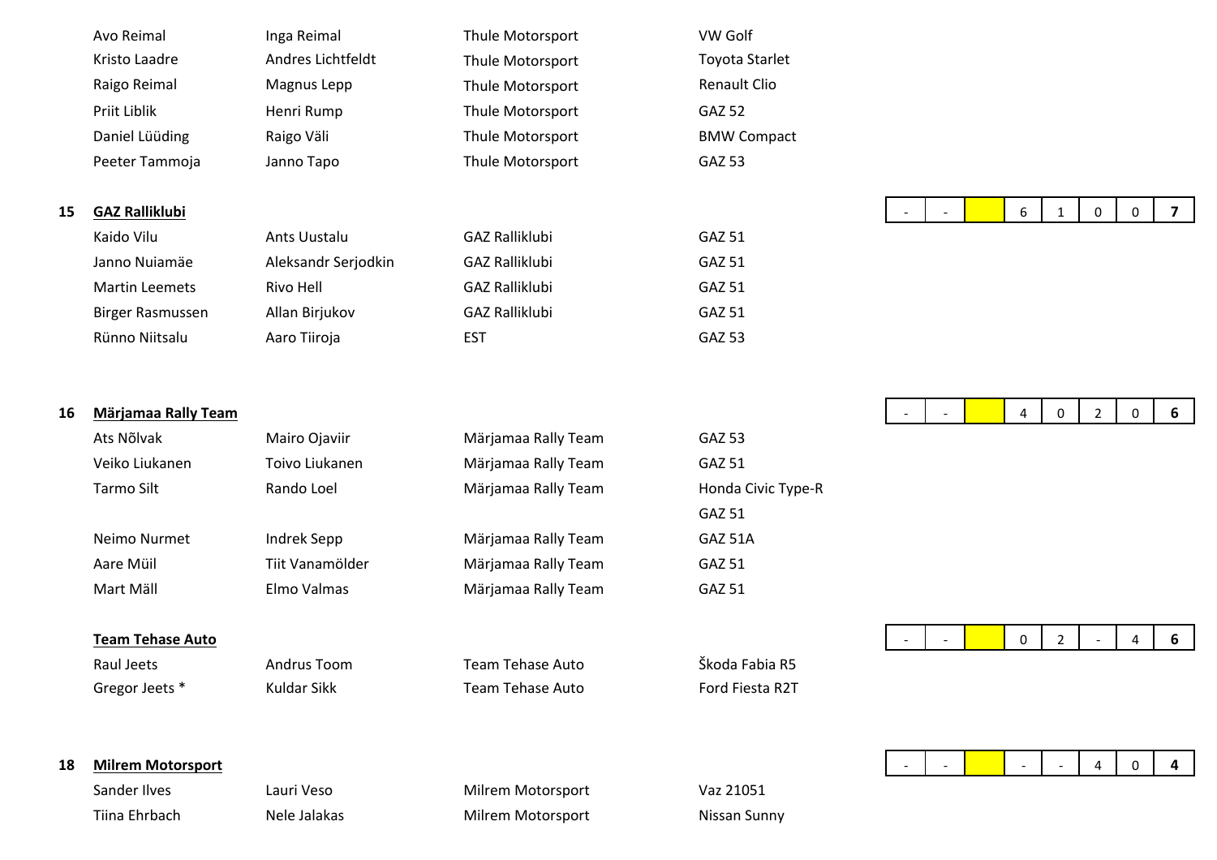| | | | | | | | | | | | | |
|---|---|---|---|---|---|---|---|---|---|---|---|---|
| | Avo Reimal | Inga Reimal | Thule Motorsport | VW Golf | | | | | | | | |
| | Kristo Laadre | Andres Lichtfeldt | Thule Motorsport | Toyota Starlet | | | | | | | | |
| | Raigo Reimal | Magnus Lepp | Thule Motorsport | Renault Clio | | | | | | | | |
| | Priit Liblik | Henri Rump | Thule Motorsport | GAZ 52 | | | | | | | | |
| | Daniel Lüüding | Raigo Väli | Thule Motorsport | BMW Compact | | | | | | | | |
| | Peeter Tammoja | Janno Tapo | Thule Motorsport | GAZ 53 | | | | | | | | |
| 15 | **GAZ Ralliklubi** | | | | - | - | | 6 | 1 | 0 | 0 | **7** |
| | Kaido Vilu | Ants Uustalu | GAZ Ralliklubi | GAZ 51 | | | | | | | | |
| | Janno Nuiamäe | Aleksandr Serjodkin | GAZ Ralliklubi | GAZ 51 | | | | | | | | |
| | Martin Leemets | Rivo Hell | GAZ Ralliklubi | GAZ 51 | | | | | | | | |
| | Birger Rasmussen | Allan Birjukov | GAZ Ralliklubi | GAZ 51 | | | | | | | | |
| | Rünno Niitsalu | Aaro Tiiroja | EST | GAZ 53 | | | | | | | | |
| 16 | **Märjamaa Rally Team** | | | | - | - | | 4 | 0 | 2 | 0 | **6** |
| | Ats Nõlvak | Mairo Ojaviir | Märjamaa Rally Team | GAZ 53 | | | | | | | | |
| | Veiko Liukanen | Toivo Liukanen | Märjamaa Rally Team | GAZ 51 | | | | | | | | |
| | Tarmo Silt | Rando Loel | Märjamaa Rally Team | Honda Civic Type-R | | | | | | | | |
| | | | | GAZ 51 | | | | | | | | |
| | Neimo Nurmet | Indrek Sepp | Märjamaa Rally Team | GAZ 51A | | | | | | | | |
| | Aare Müil | Tiit Vanamölder | Märjamaa Rally Team | GAZ 51 | | | | | | | | |
| | Mart Mäll | Elmo Valmas | Märjamaa Rally Team | GAZ 51 | | | | | | | | |
| | **Team Tehase Auto** | | | | - | - | | 0 | 2 | - | 4 | **6** |
| | Raul Jeets | Andrus Toom | Team Tehase Auto | Škoda Fabia R5 | | | | | | | | |
| | Gregor Jeets * | Kuldar Sikk | Team Tehase Auto | Ford Fiesta R2T | | | | | | | | |
| 18 | **Milrem Motorsport** | | | | - | - | | - | - | 4 | 0 | **4** |
| | Sander Ilves | Lauri Veso | Milrem Motorsport | Vaz 21051 | | | | | | | | |
| | Tiina Ehrbach | Nele Jalakas | Milrem Motorsport | Nissan Sunny | | | | | | | | |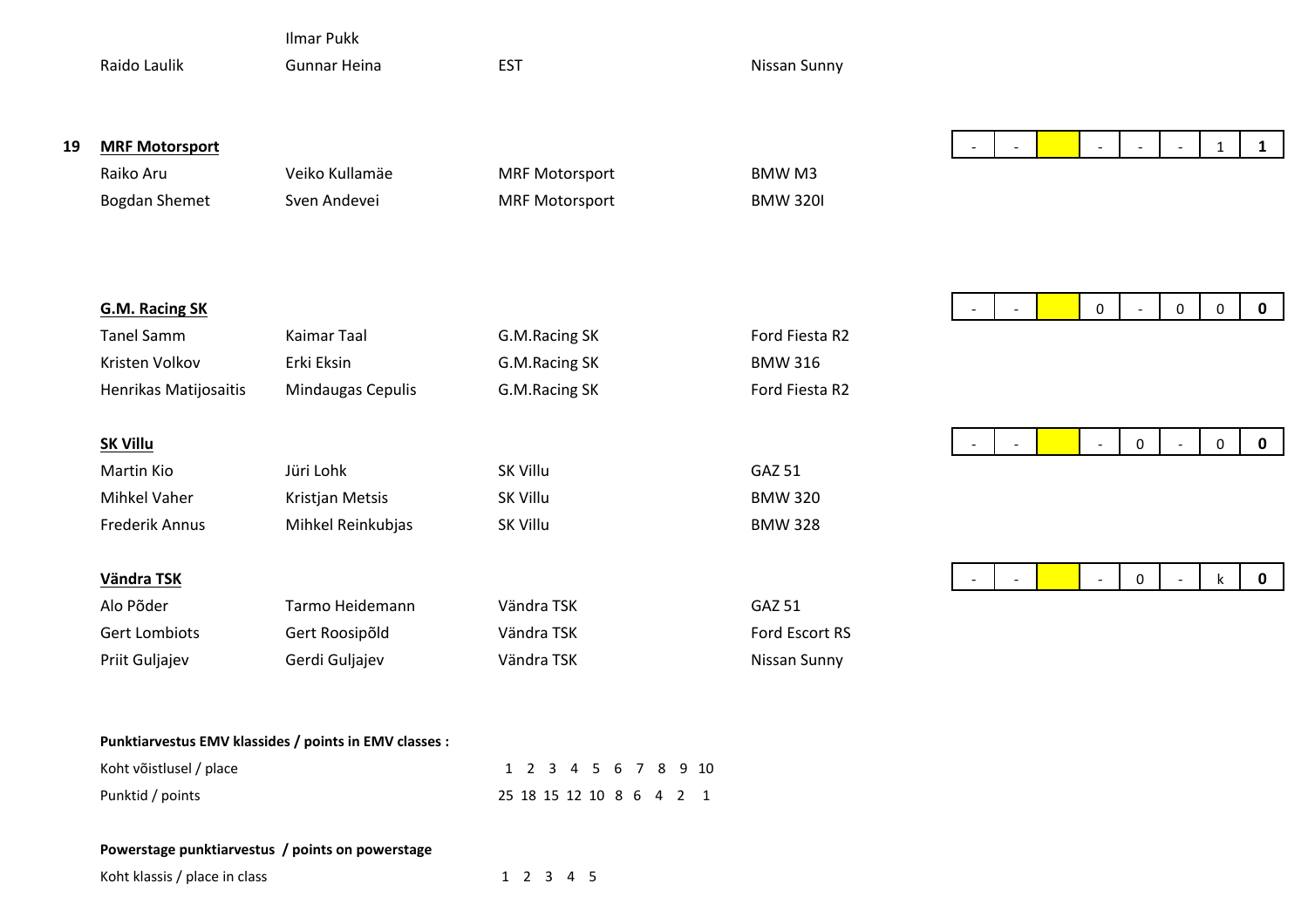| | | | | | | | | | | | | |
|---|---|---|---|---|---|---|---|---|---|---|---|---|
| | | Ilmar Pukk | | | | | | | | | | |
| | Raido Laulik | Gunnar Heina | EST | Nissan Sunny | | | | | | | | |
| **19** | **MRF Motorsport** | | | | - | - | | - | - | - | 1 | **1** |
| | Raiko Aru | Veiko Kullamäe | MRF Motorsport | BMW M3 | | | | | | | | |
| | Bogdan Shemet | Sven Andevei | MRF Motorsport | BMW 320I | | | | | | | | |
| | **G.M. Racing SK** | | | | - | - | | 0 | - | 0 | 0 | **0** |
| | Tanel Samm | Kaimar Taal | G.M.Racing SK | Ford Fiesta R2 | | | | | | | | |
| | Kristen Volkov | Erki Eksin | G.M.Racing SK | BMW 316 | | | | | | | | |
| | Henrikas Matijosaitis | Mindaugas Cepulis | G.M.Racing SK | Ford Fiesta R2 | | | | | | | | |
| | **SK Villu** | | | | - | - | | - | 0 | - | 0 | **0** |
| | Martin Kio | Jüri Lohk | SK Villu | GAZ 51 | | | | | | | | |
| | Mihkel Vaher | Kristjan Metsis | SK Villu | BMW 320 | | | | | | | | |
| | Frederik Annus | Mihkel Reinkubjas | SK Villu | BMW 328 | | | | | | | | |
| | **Vändra TSK** | | | | - | - | | - | 0 | - | k | **0** |
| | Alo Põder | Tarmo Heidemann | Vändra TSK | GAZ 51 | | | | | | | | |
| | Gert Lombiots | Gert Roosipõld | Vändra TSK | Ford Escort RS | | | | | | | | |
| | Priit Guljajev | Gerdi Guljajev | Vändra TSK | Nissan Sunny | | | | | | | | |

**Punktiarvestus EMV klassides / points in EMV classes :**

| | | | | | | | | | | |
|---|---|---|---|---|---|---|---|---|---|---|
| Koht võistlusel / place | 1 | 2 | 3 | 4 | 5 | 6 | 7 | 8 | 9 | 10 |
| Punktid / points | 25 | 18 | 15 | 12 | 10 | 8 | 6 | 4 | 2 | 1 |

**Powerstage punktiarvestus / points on powerstage**

| | | | | | |
|---|---|---|---|---|---|
| Koht klassis / place in class | 1 | 2 | 3 | 4 | 5 |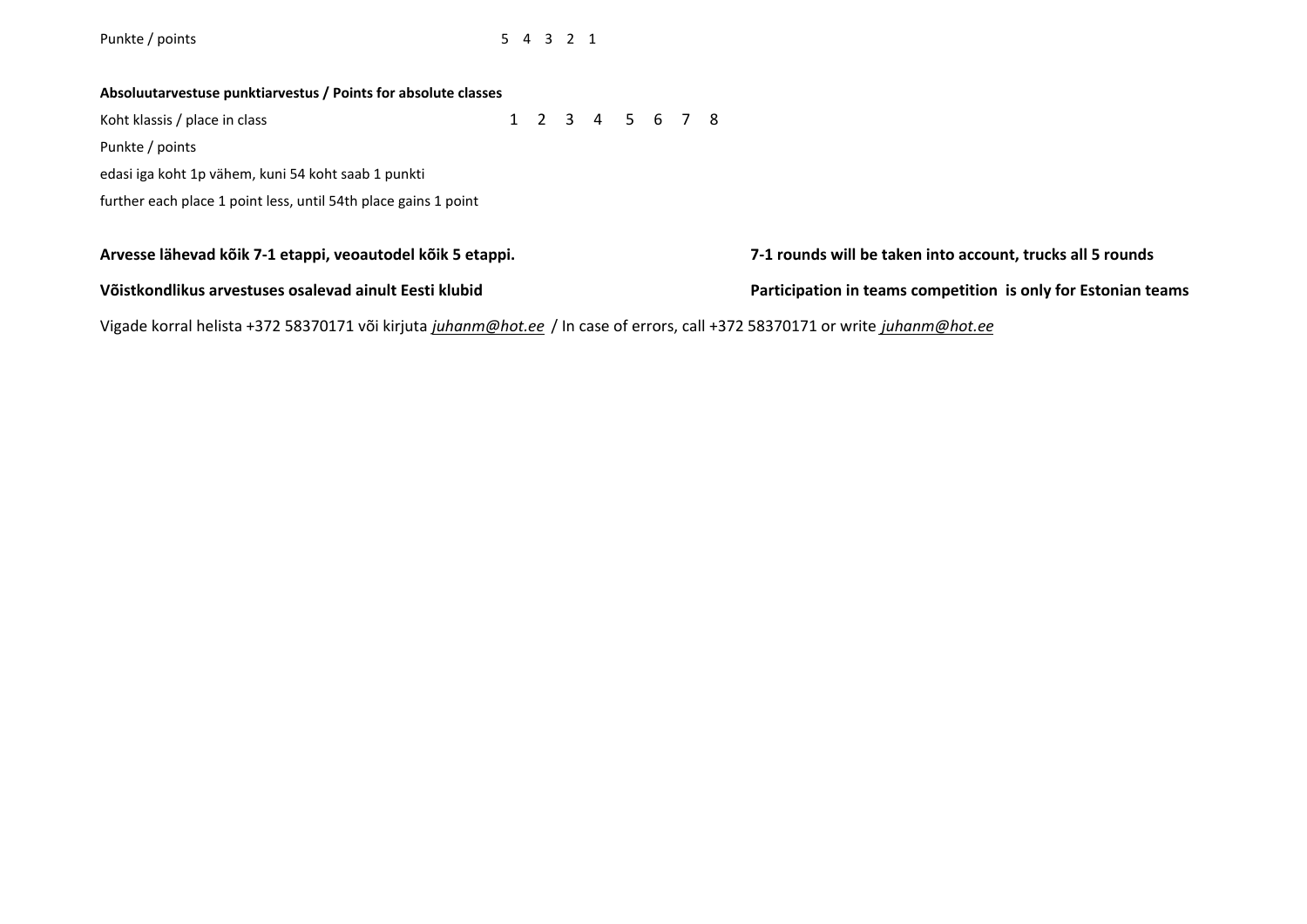| | |
|---|---|
| Punkte / points | 5 4 3 2 1 |

**Absoluutarvestuse punktiarvestus / Points for absolute classes**

| | | | | | | | | |
|---|---|---|---|---|---|---|---|---|
| Koht klassis / place in class | 1 | 2 | 3 | 4 | 5 | 6 | 7 | 8 |
| Punkte / points | | | | | | | | |

edasi iga koht 1p vähem, kuni 54 koht saab 1 punkti

further each place 1 point less, until 54th place gains 1 point

**Arvesse lähevad kõik 7-1 etappi, veoautodel kõik 5 etappi.**

**7-1 rounds will be taken into account, trucks all 5 rounds**

**Võistkondlikus arvestuses osalevad ainult Eesti klubid**

**Participation in teams competition is only for Estonian teams**

Vigade korral helista +372 58370171 või kirjuta *juhanm@hot.ee* / In case of errors, call +372 58370171 or write *juhanm@hot.ee*